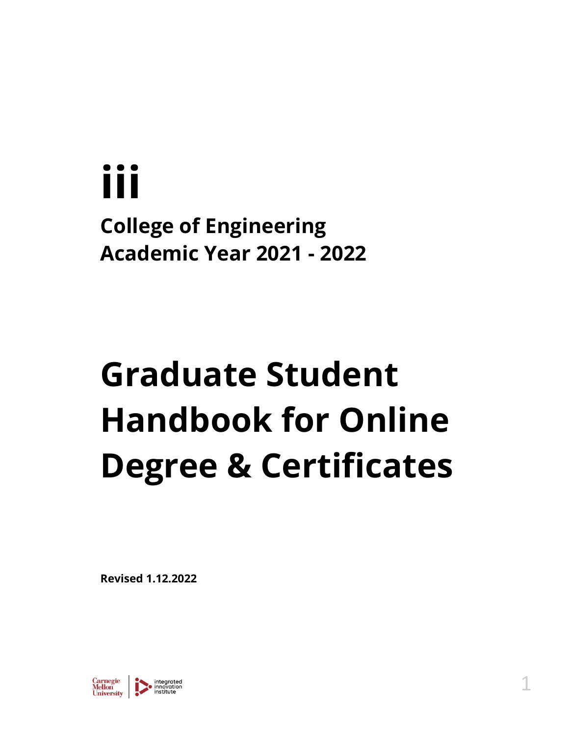# iii

**College of Engineering**
**Academic Year 2021 - 2022**

# Graduate Student Handbook for Online Degree & Certificates

**Revised 1.12.2022**

Carnegie Mellon University | integrated innovation institute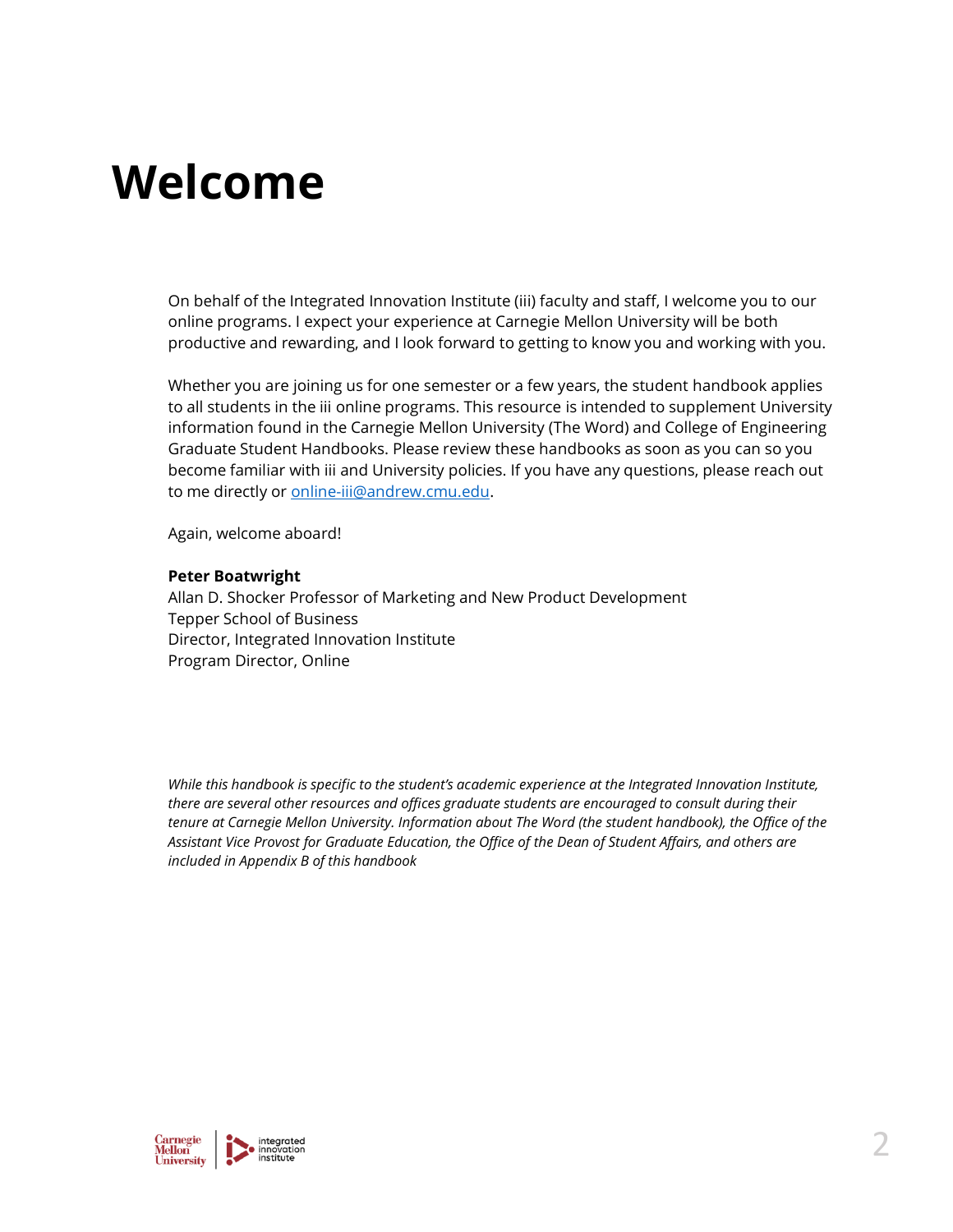# Welcome

On behalf of the Integrated Innovation Institute (iii) faculty and staff, I welcome you to our online programs. I expect your experience at Carnegie Mellon University will be both productive and rewarding, and I look forward to getting to know you and working with you.

Whether you are joining us for one semester or a few years, the student handbook applies to all students in the iii online programs. This resource is intended to supplement University information found in the Carnegie Mellon University (The Word) and College of Engineering Graduate Student Handbooks. Please review these handbooks as soon as you can so you become familiar with iii and University policies. If you have any questions, please reach out to me directly or online-iii@andrew.cmu.edu.

Again, welcome aboard!

**Peter Boatwright**
Allan D. Shocker Professor of Marketing and New Product Development
Tepper School of Business
Director, Integrated Innovation Institute
Program Director, Online

*While this handbook is specific to the student's academic experience at the Integrated Innovation Institute, there are several other resources and offices graduate students are encouraged to consult during their tenure at Carnegie Mellon University. Information about The Word (the student handbook), the Office of the Assistant Vice Provost for Graduate Education, the Office of the Dean of Student Affairs, and others are included in Appendix B of this handbook*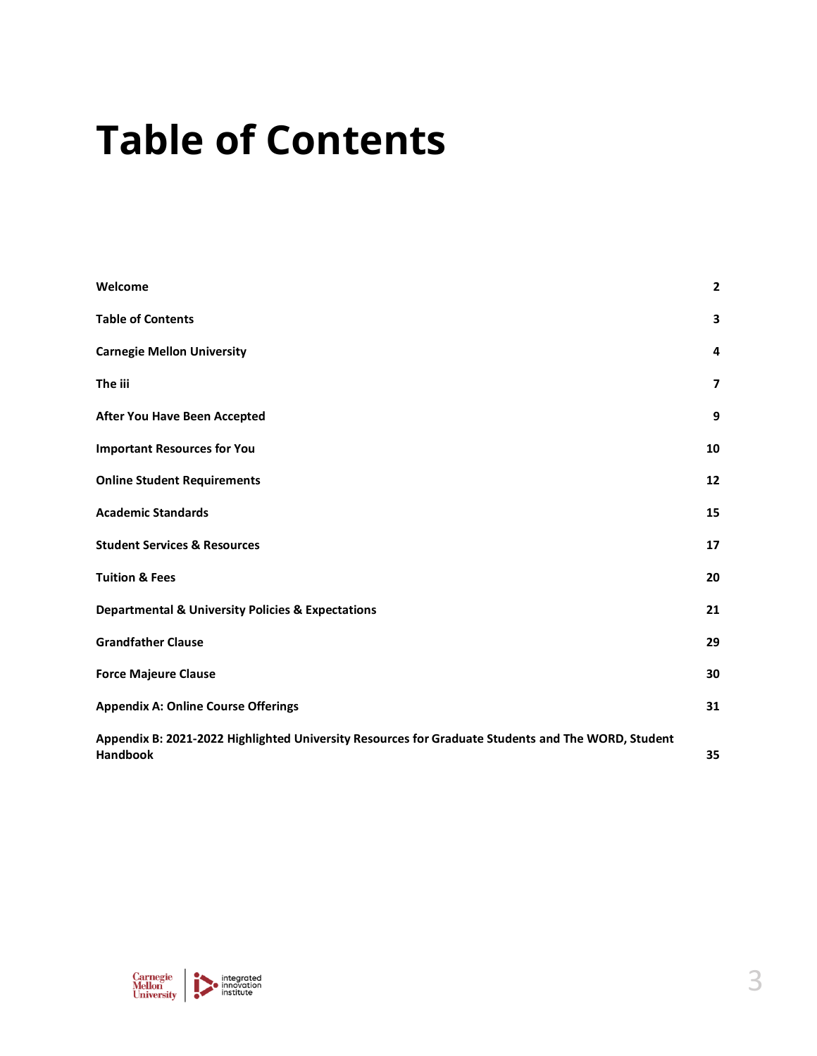# Table of Contents

| | |
|---|---|
| **Welcome** | **2** |
| **Table of Contents** | **3** |
| **Carnegie Mellon University** | **4** |
| **The iii** | **7** |
| **After You Have Been Accepted** | **9** |
| **Important Resources for You** | **10** |
| **Online Student Requirements** | **12** |
| **Academic Standards** | **15** |
| **Student Services & Resources** | **17** |
| **Tuition & Fees** | **20** |
| **Departmental & University Policies & Expectations** | **21** |
| **Grandfather Clause** | **29** |
| **Force Majeure Clause** | **30** |
| **Appendix A: Online Course Offerings** | **31** |
| **Appendix B: 2021-2022 Highlighted University Resources for Graduate Students and The WORD, Student Handbook** | **35** |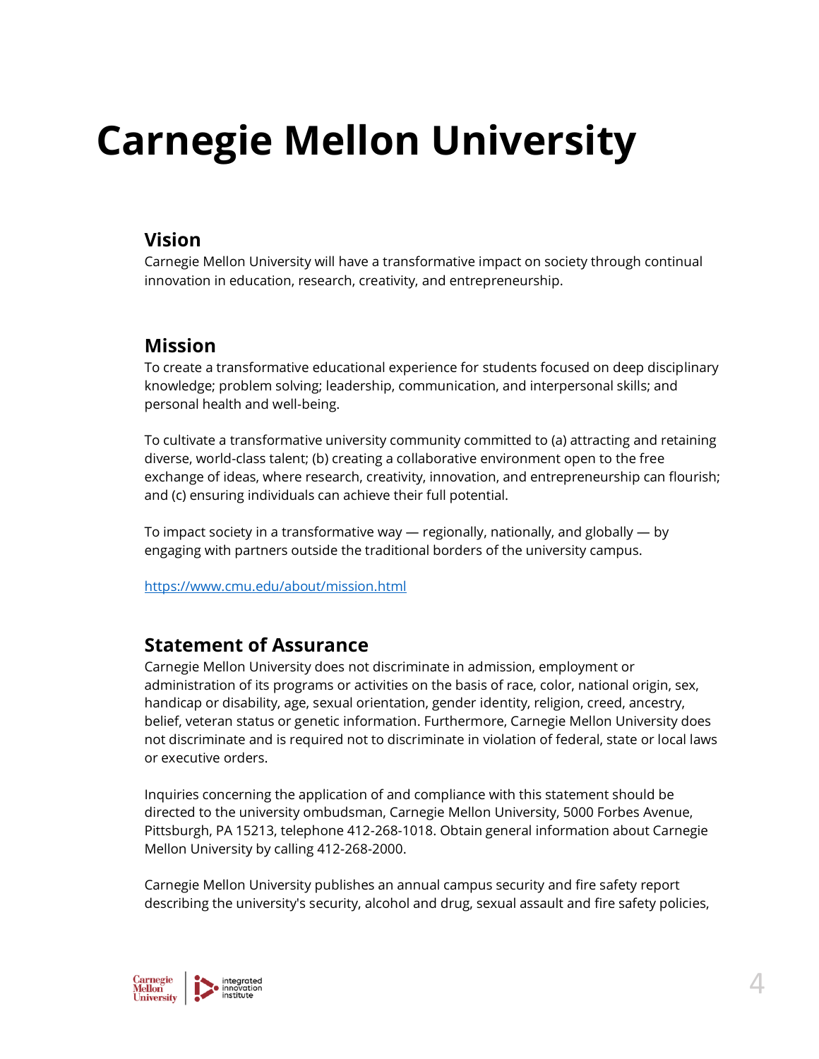# Carnegie Mellon University

## Vision

Carnegie Mellon University will have a transformative impact on society through continual innovation in education, research, creativity, and entrepreneurship.

## Mission

To create a transformative educational experience for students focused on deep disciplinary knowledge; problem solving; leadership, communication, and interpersonal skills; and personal health and well-being.

To cultivate a transformative university community committed to (a) attracting and retaining diverse, world-class talent; (b) creating a collaborative environment open to the free exchange of ideas, where research, creativity, innovation, and entrepreneurship can flourish; and (c) ensuring individuals can achieve their full potential.

To impact society in a transformative way — regionally, nationally, and globally — by engaging with partners outside the traditional borders of the university campus.

[https://www.cmu.edu/about/mission.html](https://www.cmu.edu/about/mission.html)

## Statement of Assurance

Carnegie Mellon University does not discriminate in admission, employment or administration of its programs or activities on the basis of race, color, national origin, sex, handicap or disability, age, sexual orientation, gender identity, religion, creed, ancestry, belief, veteran status or genetic information. Furthermore, Carnegie Mellon University does not discriminate and is required not to discriminate in violation of federal, state or local laws or executive orders.

Inquiries concerning the application of and compliance with this statement should be directed to the university ombudsman, Carnegie Mellon University, 5000 Forbes Avenue, Pittsburgh, PA 15213, telephone 412-268-1018. Obtain general information about Carnegie Mellon University by calling 412-268-2000.

Carnegie Mellon University publishes an annual campus security and fire safety report describing the university's security, alcohol and drug, sexual assault and fire safety policies,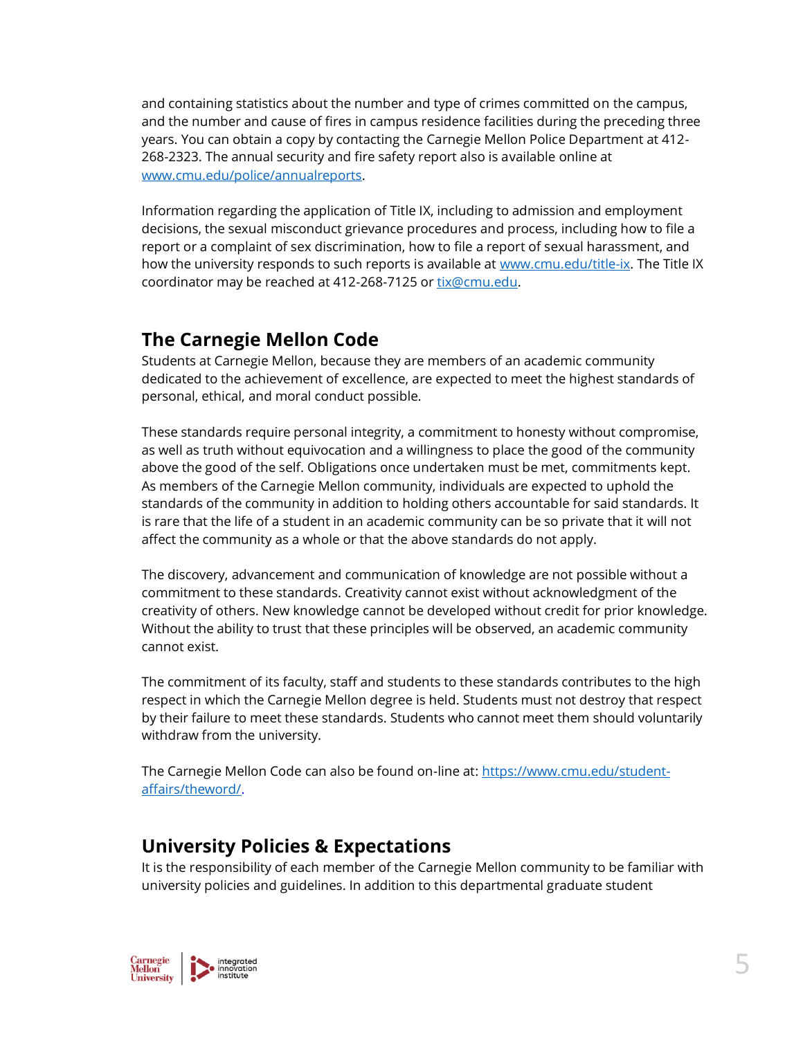and containing statistics about the number and type of crimes committed on the campus, and the number and cause of fires in campus residence facilities during the preceding three years. You can obtain a copy by contacting the Carnegie Mellon Police Department at 412-268-2323. The annual security and fire safety report also is available online at [www.cmu.edu/police/annualreports](www.cmu.edu/police/annualreports).

Information regarding the application of Title IX, including to admission and employment decisions, the sexual misconduct grievance procedures and process, including how to file a report or a complaint of sex discrimination, how to file a report of sexual harassment, and how the university responds to such reports is available at [www.cmu.edu/title-ix](www.cmu.edu/title-ix). The Title IX coordinator may be reached at 412-268-7125 or [tix@cmu.edu](mailto:tix@cmu.edu).

## The Carnegie Mellon Code

Students at Carnegie Mellon, because they are members of an academic community dedicated to the achievement of excellence, are expected to meet the highest standards of personal, ethical, and moral conduct possible.

These standards require personal integrity, a commitment to honesty without compromise, as well as truth without equivocation and a willingness to place the good of the community above the good of the self. Obligations once undertaken must be met, commitments kept. As members of the Carnegie Mellon community, individuals are expected to uphold the standards of the community in addition to holding others accountable for said standards. It is rare that the life of a student in an academic community can be so private that it will not affect the community as a whole or that the above standards do not apply.

The discovery, advancement and communication of knowledge are not possible without a commitment to these standards. Creativity cannot exist without acknowledgment of the creativity of others. New knowledge cannot be developed without credit for prior knowledge. Without the ability to trust that these principles will be observed, an academic community cannot exist.

The commitment of its faculty, staff and students to these standards contributes to the high respect in which the Carnegie Mellon degree is held. Students must not destroy that respect by their failure to meet these standards. Students who cannot meet them should voluntarily withdraw from the university.

The Carnegie Mellon Code can also be found on-line at: [https://www.cmu.edu/student-affairs/theword/](https://www.cmu.edu/student-affairs/theword/).

## University Policies & Expectations

It is the responsibility of each member of the Carnegie Mellon community to be familiar with university policies and guidelines. In addition to this departmental graduate student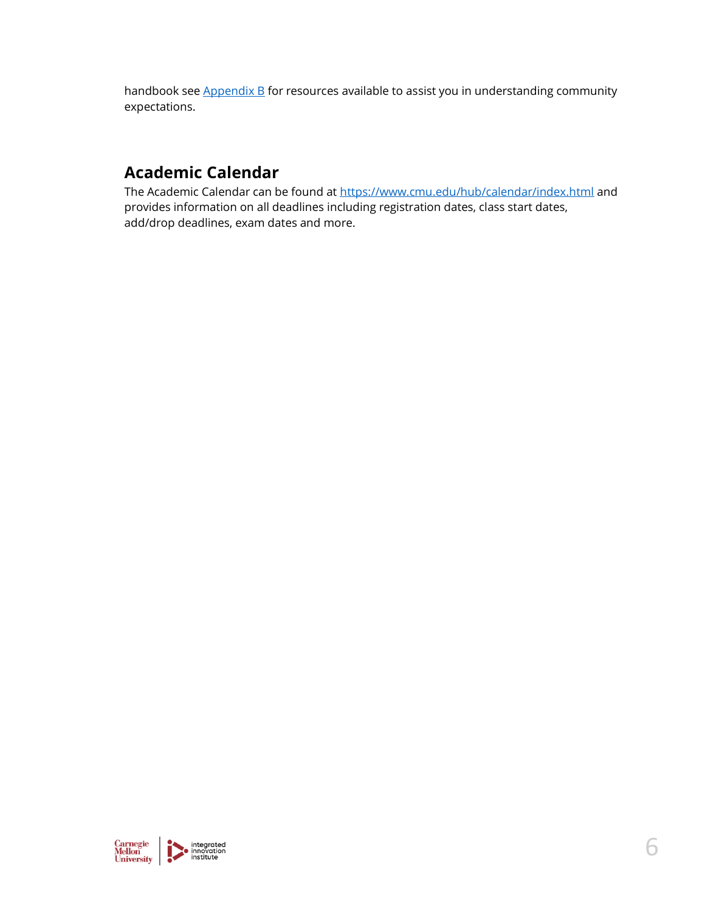handbook see [Appendix B](#) for resources available to assist you in understanding community expectations.

## Academic Calendar

The Academic Calendar can be found at [https://www.cmu.edu/hub/calendar/index.html](https://www.cmu.edu/hub/calendar/index.html) and provides information on all deadlines including registration dates, class start dates, add/drop deadlines, exam dates and more.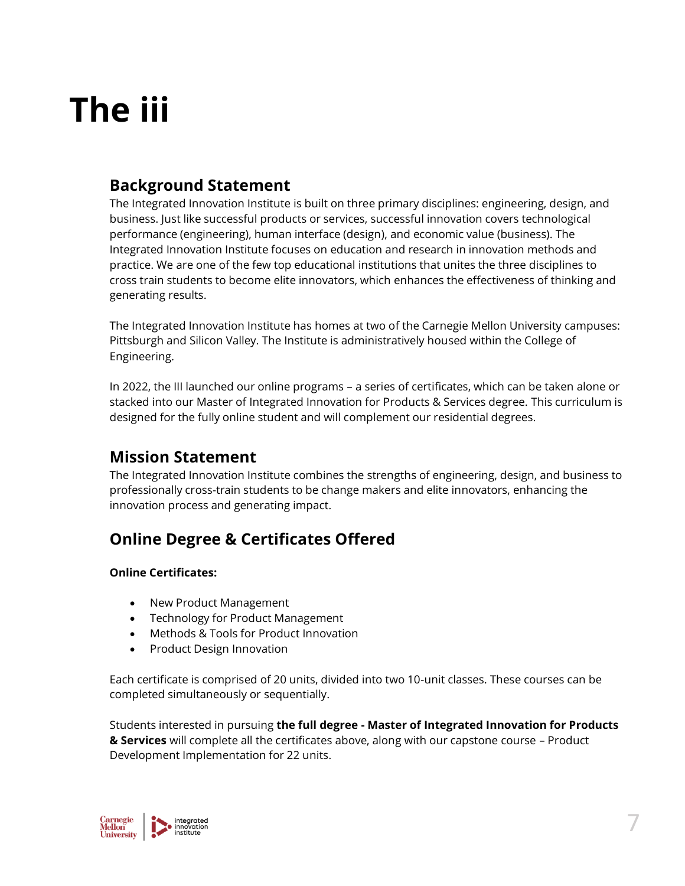# The iii

## Background Statement

The Integrated Innovation Institute is built on three primary disciplines: engineering, design, and business. Just like successful products or services, successful innovation covers technological performance (engineering), human interface (design), and economic value (business). The Integrated Innovation Institute focuses on education and research in innovation methods and practice. We are one of the few top educational institutions that unites the three disciplines to cross train students to become elite innovators, which enhances the effectiveness of thinking and generating results.

The Integrated Innovation Institute has homes at two of the Carnegie Mellon University campuses: Pittsburgh and Silicon Valley. The Institute is administratively housed within the College of Engineering.

In 2022, the III launched our online programs – a series of certificates, which can be taken alone or stacked into our Master of Integrated Innovation for Products & Services degree. This curriculum is designed for the fully online student and will complement our residential degrees.

## Mission Statement

The Integrated Innovation Institute combines the strengths of engineering, design, and business to professionally cross-train students to be change makers and elite innovators, enhancing the innovation process and generating impact.

## Online Degree & Certificates Offered

**Online Certificates:**

- New Product Management
- Technology for Product Management
- Methods & Tools for Product Innovation
- Product Design Innovation

Each certificate is comprised of 20 units, divided into two 10-unit classes. These courses can be completed simultaneously or sequentially.

Students interested in pursuing **the full degree - Master of Integrated Innovation for Products & Services** will complete all the certificates above, along with our capstone course – Product Development Implementation for 22 units.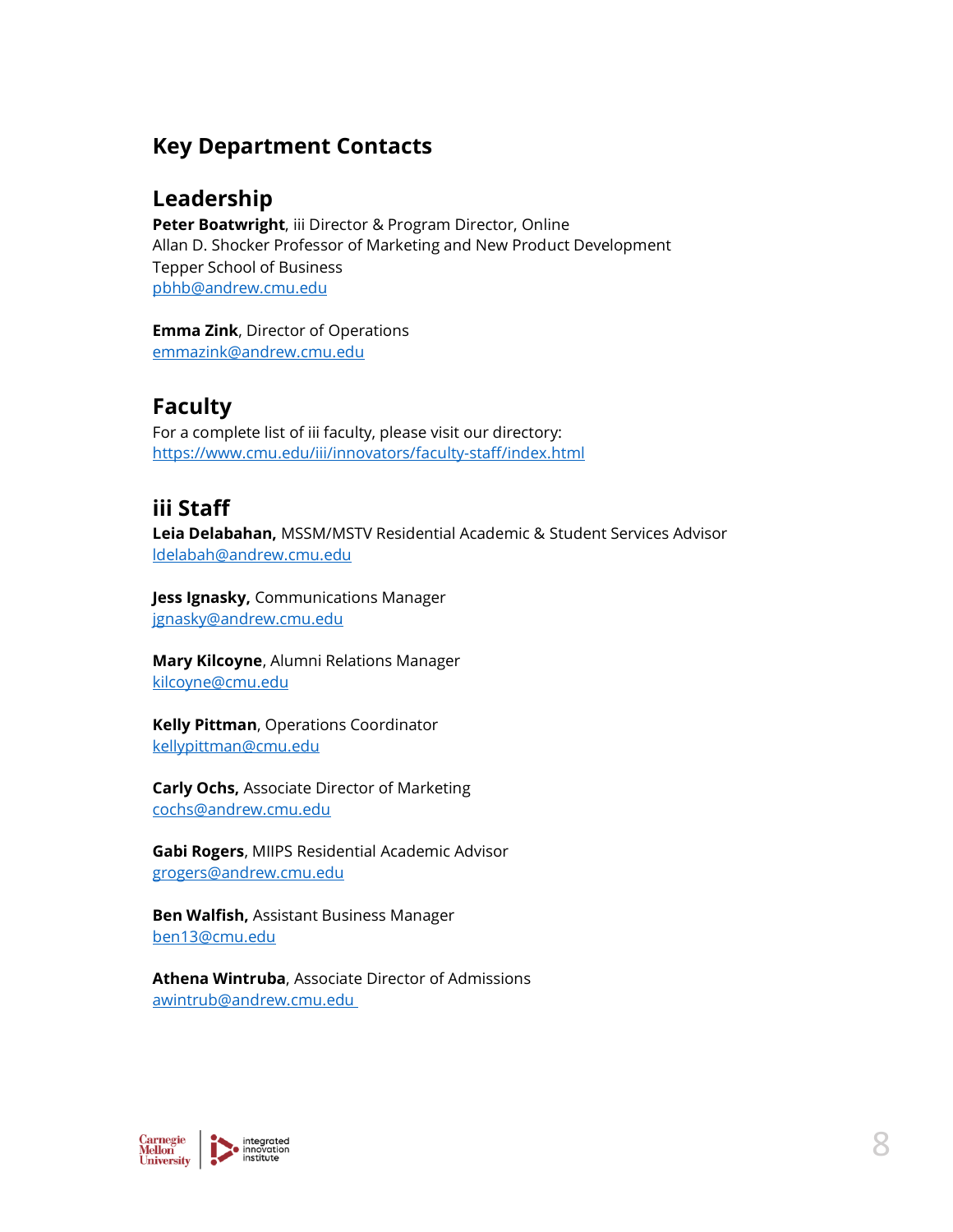# Key Department Contacts

## Leadership

**Peter Boatwright**, iii Director & Program Director, Online
Allan D. Shocker Professor of Marketing and New Product Development
Tepper School of Business
pbhb@andrew.cmu.edu

**Emma Zink**, Director of Operations
emmazink@andrew.cmu.edu

## Faculty

For a complete list of iii faculty, please visit our directory:
https://www.cmu.edu/iii/innovators/faculty-staff/index.html

## iii Staff

**Leia Delabahan,** MSSM/MSTV Residential Academic & Student Services Advisor
ldelabah@andrew.cmu.edu

**Jess Ignasky,** Communications Manager
jgnasky@andrew.cmu.edu

**Mary Kilcoyne**, Alumni Relations Manager
kilcoyne@cmu.edu

**Kelly Pittman**, Operations Coordinator
kellypittman@cmu.edu

**Carly Ochs,** Associate Director of Marketing
cochs@andrew.cmu.edu

**Gabi Rogers**, MIIPS Residential Academic Advisor
grogers@andrew.cmu.edu

**Ben Walfish,** Assistant Business Manager
ben13@cmu.edu

**Athena Wintruba**, Associate Director of Admissions
awintrub@andrew.cmu.edu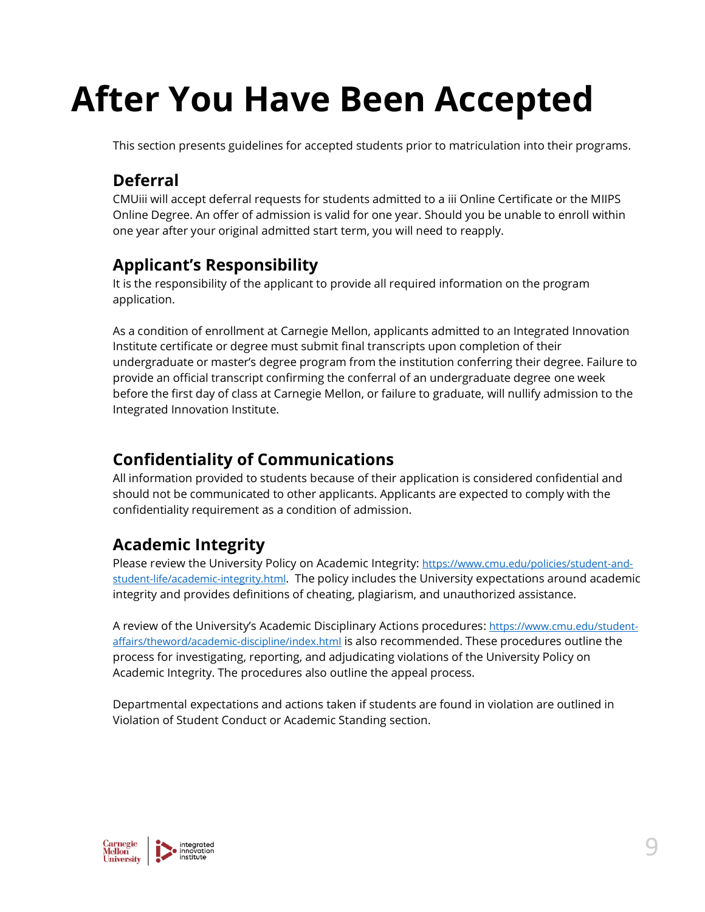# After You Have Been Accepted

This section presents guidelines for accepted students prior to matriculation into their programs.

## Deferral

CMUiii will accept deferral requests for students admitted to a iii Online Certificate or the MIIPS Online Degree. An offer of admission is valid for one year. Should you be unable to enroll within one year after your original admitted start term, you will need to reapply.

## Applicant's Responsibility

It is the responsibility of the applicant to provide all required information on the program application.

As a condition of enrollment at Carnegie Mellon, applicants admitted to an Integrated Innovation Institute certificate or degree must submit final transcripts upon completion of their undergraduate or master's degree program from the institution conferring their degree. Failure to provide an official transcript confirming the conferral of an undergraduate degree one week before the first day of class at Carnegie Mellon, or failure to graduate, will nullify admission to the Integrated Innovation Institute.

## Confidentiality of Communications

All information provided to students because of their application is considered confidential and should not be communicated to other applicants. Applicants are expected to comply with the confidentiality requirement as a condition of admission.

## Academic Integrity

Please review the University Policy on Academic Integrity: [https://www.cmu.edu/policies/student-and-student-life/academic-integrity.html](https://www.cmu.edu/policies/student-and-student-life/academic-integrity.html). The policy includes the University expectations around academic integrity and provides definitions of cheating, plagiarism, and unauthorized assistance.

A review of the University's Academic Disciplinary Actions procedures: [https://www.cmu.edu/student-affairs/theword/academic-discipline/index.html](https://www.cmu.edu/student-affairs/theword/academic-discipline/index.html) is also recommended. These procedures outline the process for investigating, reporting, and adjudicating violations of the University Policy on Academic Integrity. The procedures also outline the appeal process.

Departmental expectations and actions taken if students are found in violation are outlined in Violation of Student Conduct or Academic Standing section.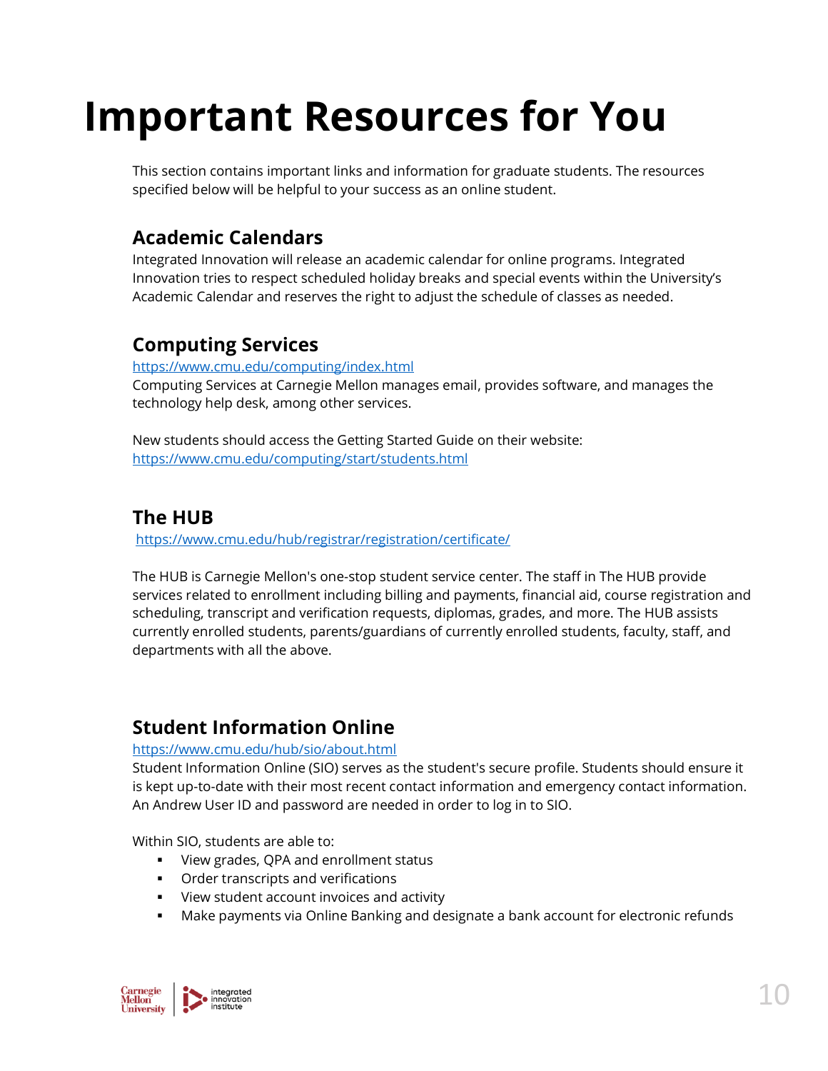# Important Resources for You

This section contains important links and information for graduate students. The resources specified below will be helpful to your success as an online student.

## Academic Calendars

Integrated Innovation will release an academic calendar for online programs. Integrated Innovation tries to respect scheduled holiday breaks and special events within the University's Academic Calendar and reserves the right to adjust the schedule of classes as needed.

## Computing Services

https://www.cmu.edu/computing/index.html

Computing Services at Carnegie Mellon manages email, provides software, and manages the technology help desk, among other services.

New students should access the Getting Started Guide on their website:
https://www.cmu.edu/computing/start/students.html

## The HUB

https://www.cmu.edu/hub/registrar/registration/certificate/

The HUB is Carnegie Mellon's one-stop student service center. The staff in The HUB provide services related to enrollment including billing and payments, financial aid, course registration and scheduling, transcript and verification requests, diplomas, grades, and more. The HUB assists currently enrolled students, parents/guardians of currently enrolled students, faculty, staff, and departments with all the above.

## Student Information Online

https://www.cmu.edu/hub/sio/about.html

Student Information Online (SIO) serves as the student's secure profile. Students should ensure it is kept up-to-date with their most recent contact information and emergency contact information. An Andrew User ID and password are needed in order to log in to SIO.

Within SIO, students are able to:

- View grades, QPA and enrollment status
- Order transcripts and verifications
- View student account invoices and activity
- Make payments via Online Banking and designate a bank account for electronic refunds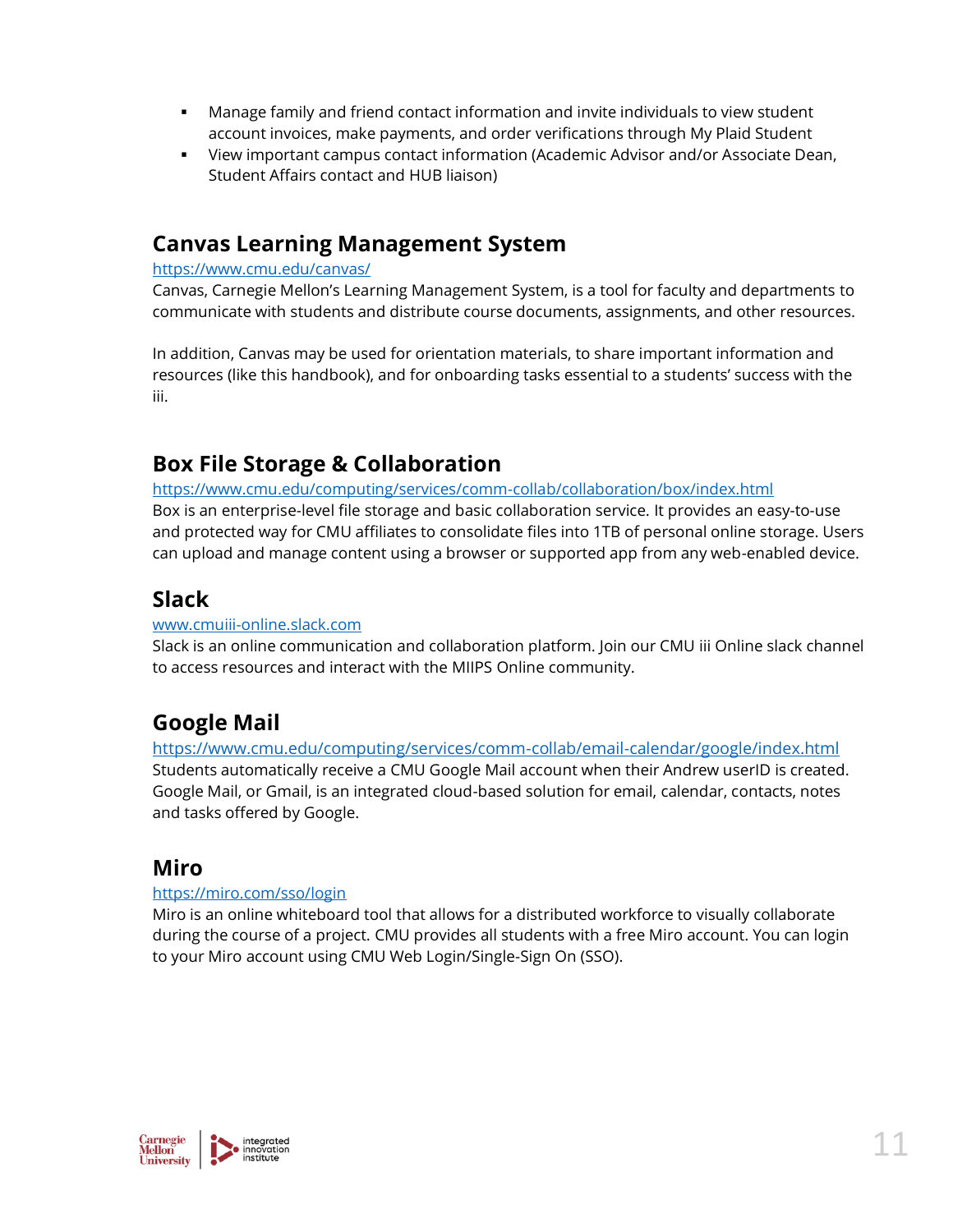- Manage family and friend contact information and invite individuals to view student account invoices, make payments, and order verifications through My Plaid Student
- View important campus contact information (Academic Advisor and/or Associate Dean, Student Affairs contact and HUB liaison)

## Canvas Learning Management System

https://www.cmu.edu/canvas/

Canvas, Carnegie Mellon's Learning Management System, is a tool for faculty and departments to communicate with students and distribute course documents, assignments, and other resources.

In addition, Canvas may be used for orientation materials, to share important information and resources (like this handbook), and for onboarding tasks essential to a students' success with the iii.

## Box File Storage & Collaboration

https://www.cmu.edu/computing/services/comm-collab/collaboration/box/index.html

Box is an enterprise-level file storage and basic collaboration service. It provides an easy-to-use and protected way for CMU affiliates to consolidate files into 1TB of personal online storage. Users can upload and manage content using a browser or supported app from any web-enabled device.

## Slack

www.cmuiii-online.slack.com

Slack is an online communication and collaboration platform. Join our CMU iii Online slack channel to access resources and interact with the MIIPS Online community.

## Google Mail

https://www.cmu.edu/computing/services/comm-collab/email-calendar/google/index.html

Students automatically receive a CMU Google Mail account when their Andrew userID is created. Google Mail, or Gmail, is an integrated cloud-based solution for email, calendar, contacts, notes and tasks offered by Google.

## Miro

https://miro.com/sso/login

Miro is an online whiteboard tool that allows for a distributed workforce to visually collaborate during the course of a project. CMU provides all students with a free Miro account. You can login to your Miro account using CMU Web Login/Single-Sign On (SSO).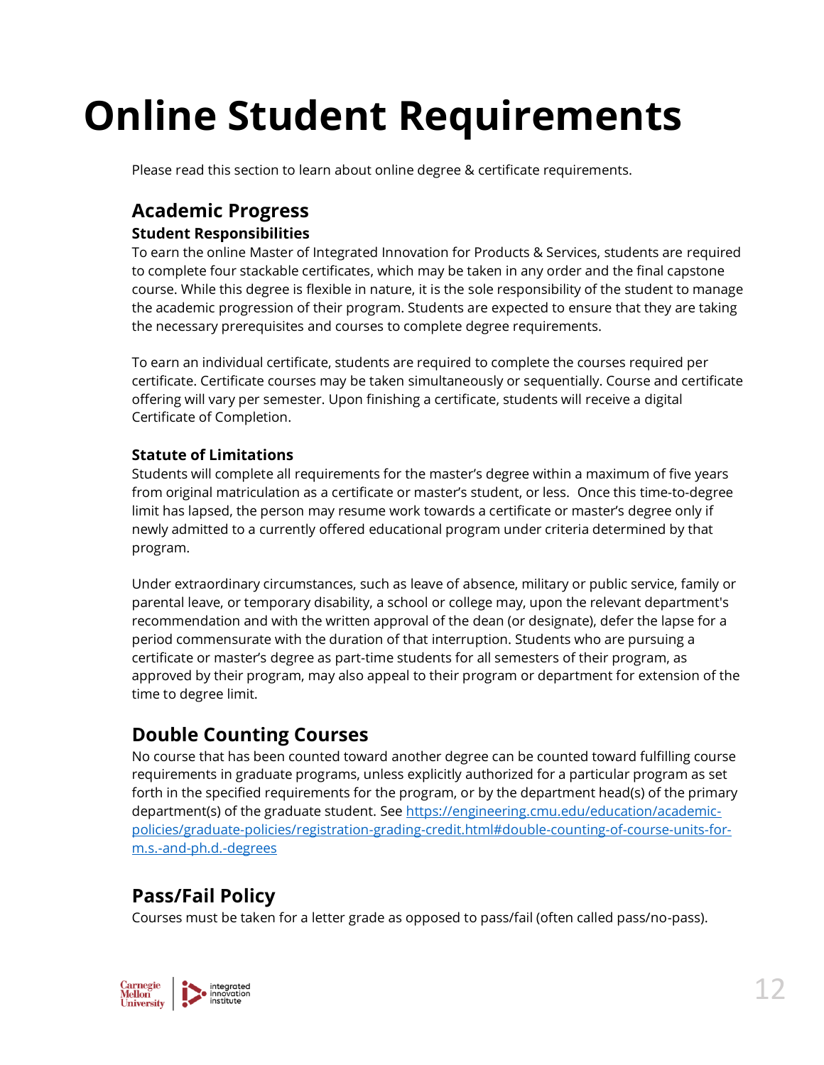# Online Student Requirements

Please read this section to learn about online degree & certificate requirements.

## Academic Progress

### Student Responsibilities

To earn the online Master of Integrated Innovation for Products & Services, students are required to complete four stackable certificates, which may be taken in any order and the final capstone course. While this degree is flexible in nature, it is the sole responsibility of the student to manage the academic progression of their program. Students are expected to ensure that they are taking the necessary prerequisites and courses to complete degree requirements.

To earn an individual certificate, students are required to complete the courses required per certificate. Certificate courses may be taken simultaneously or sequentially. Course and certificate offering will vary per semester. Upon finishing a certificate, students will receive a digital Certificate of Completion.

### Statute of Limitations

Students will complete all requirements for the master's degree within a maximum of five years from original matriculation as a certificate or master's student, or less. Once this time-to-degree limit has lapsed, the person may resume work towards a certificate or master's degree only if newly admitted to a currently offered educational program under criteria determined by that program.

Under extraordinary circumstances, such as leave of absence, military or public service, family or parental leave, or temporary disability, a school or college may, upon the relevant department's recommendation and with the written approval of the dean (or designate), defer the lapse for a period commensurate with the duration of that interruption. Students who are pursuing a certificate or master's degree as part-time students for all semesters of their program, as approved by their program, may also appeal to their program or department for extension of the time to degree limit.

## Double Counting Courses

No course that has been counted toward another degree can be counted toward fulfilling course requirements in graduate programs, unless explicitly authorized for a particular program as set forth in the specified requirements for the program, or by the department head(s) of the primary department(s) of the graduate student. See [https://engineering.cmu.edu/education/academic-policies/graduate-policies/registration-grading-credit.html#double-counting-of-course-units-for-m.s.-and-ph.d.-degrees](https://engineering.cmu.edu/education/academic-policies/graduate-policies/registration-grading-credit.html#double-counting-of-course-units-for-m.s.-and-ph.d.-degrees)

## Pass/Fail Policy

Courses must be taken for a letter grade as opposed to pass/fail (often called pass/no-pass).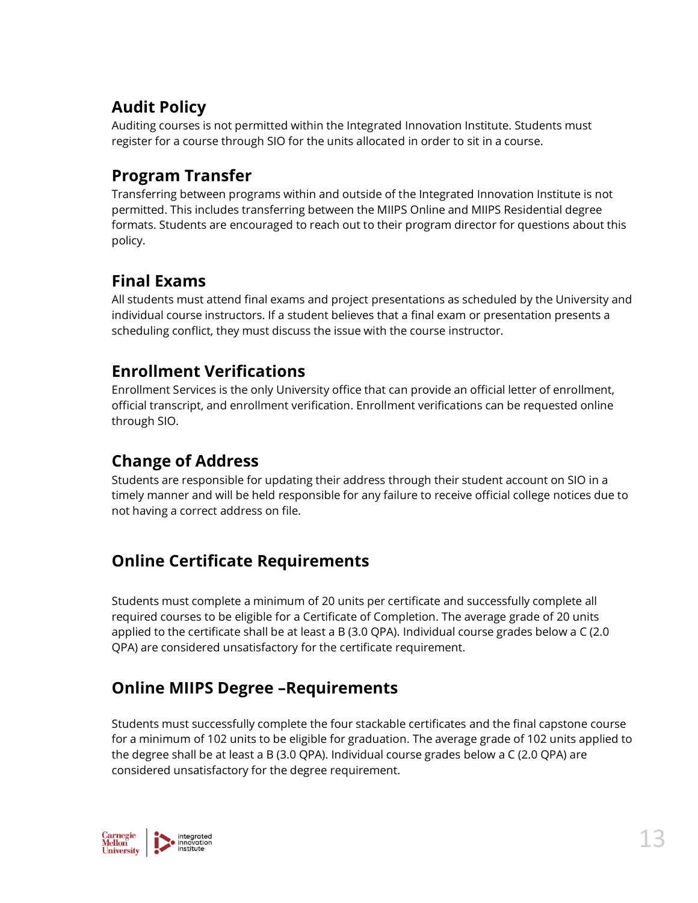## Audit Policy

Auditing courses is not permitted within the Integrated Innovation Institute. Students must register for a course through SIO for the units allocated in order to sit in a course.

## Program Transfer

Transferring between programs within and outside of the Integrated Innovation Institute is not permitted. This includes transferring between the MIIPS Online and MIIPS Residential degree formats. Students are encouraged to reach out to their program director for questions about this policy.

## Final Exams

All students must attend final exams and project presentations as scheduled by the University and individual course instructors. If a student believes that a final exam or presentation presents a scheduling conflict, they must discuss the issue with the course instructor.

## Enrollment Verifications

Enrollment Services is the only University office that can provide an official letter of enrollment, official transcript, and enrollment verification. Enrollment verifications can be requested online through SIO.

## Change of Address

Students are responsible for updating their address through their student account on SIO in a timely manner and will be held responsible for any failure to receive official college notices due to not having a correct address on file.

## Online Certificate Requirements

Students must complete a minimum of 20 units per certificate and successfully complete all required courses to be eligible for a Certificate of Completion. The average grade of 20 units applied to the certificate shall be at least a B (3.0 QPA). Individual course grades below a C (2.0 QPA) are considered unsatisfactory for the certificate requirement.

## Online MIIPS Degree –Requirements

Students must successfully complete the four stackable certificates and the final capstone course for a minimum of 102 units to be eligible for graduation. The average grade of 102 units applied to the degree shall be at least a B (3.0 QPA). Individual course grades below a C (2.0 QPA) are considered unsatisfactory for the degree requirement.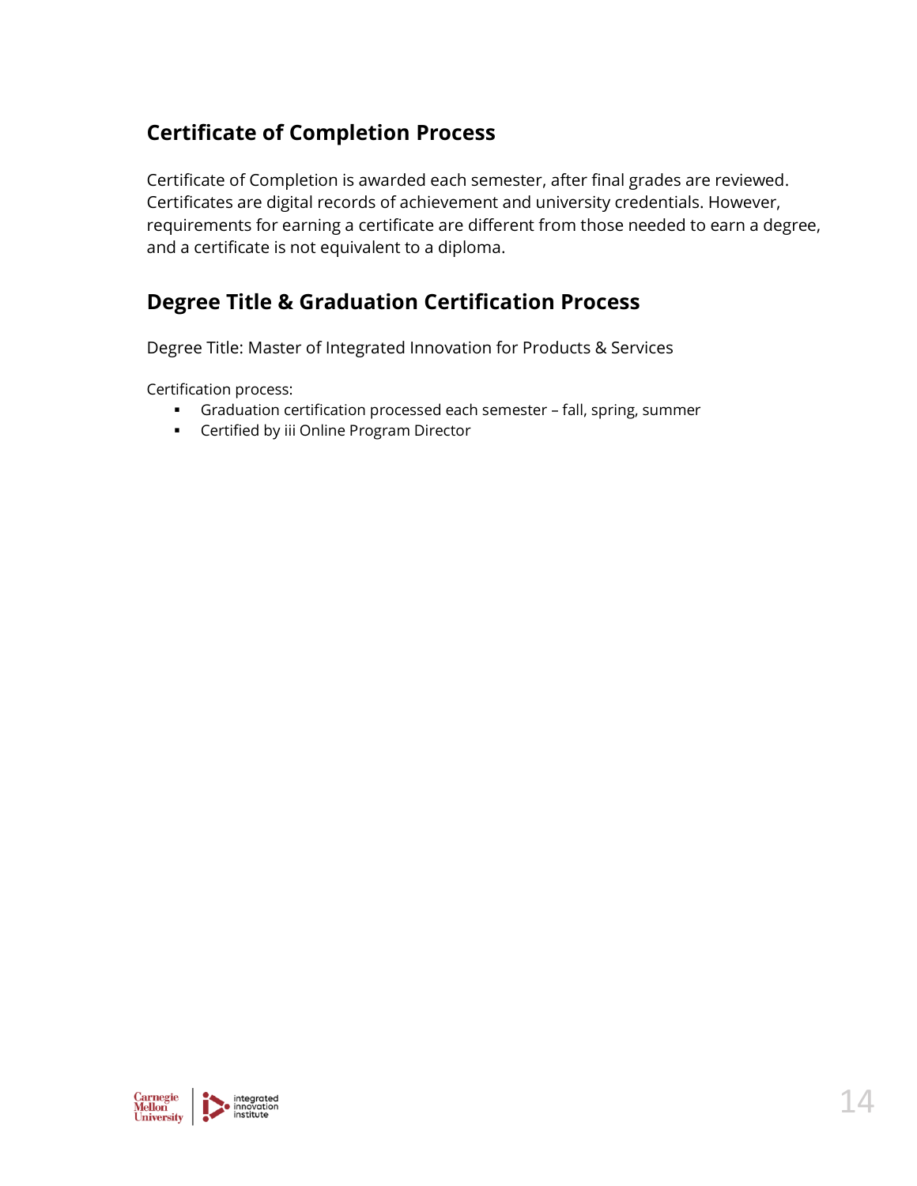## Certificate of Completion Process

Certificate of Completion is awarded each semester, after final grades are reviewed. Certificates are digital records of achievement and university credentials. However, requirements for earning a certificate are different from those needed to earn a degree, and a certificate is not equivalent to a diploma.

## Degree Title & Graduation Certification Process

Degree Title: Master of Integrated Innovation for Products & Services

Certification process:

- Graduation certification processed each semester – fall, spring, summer
- Certified by iii Online Program Director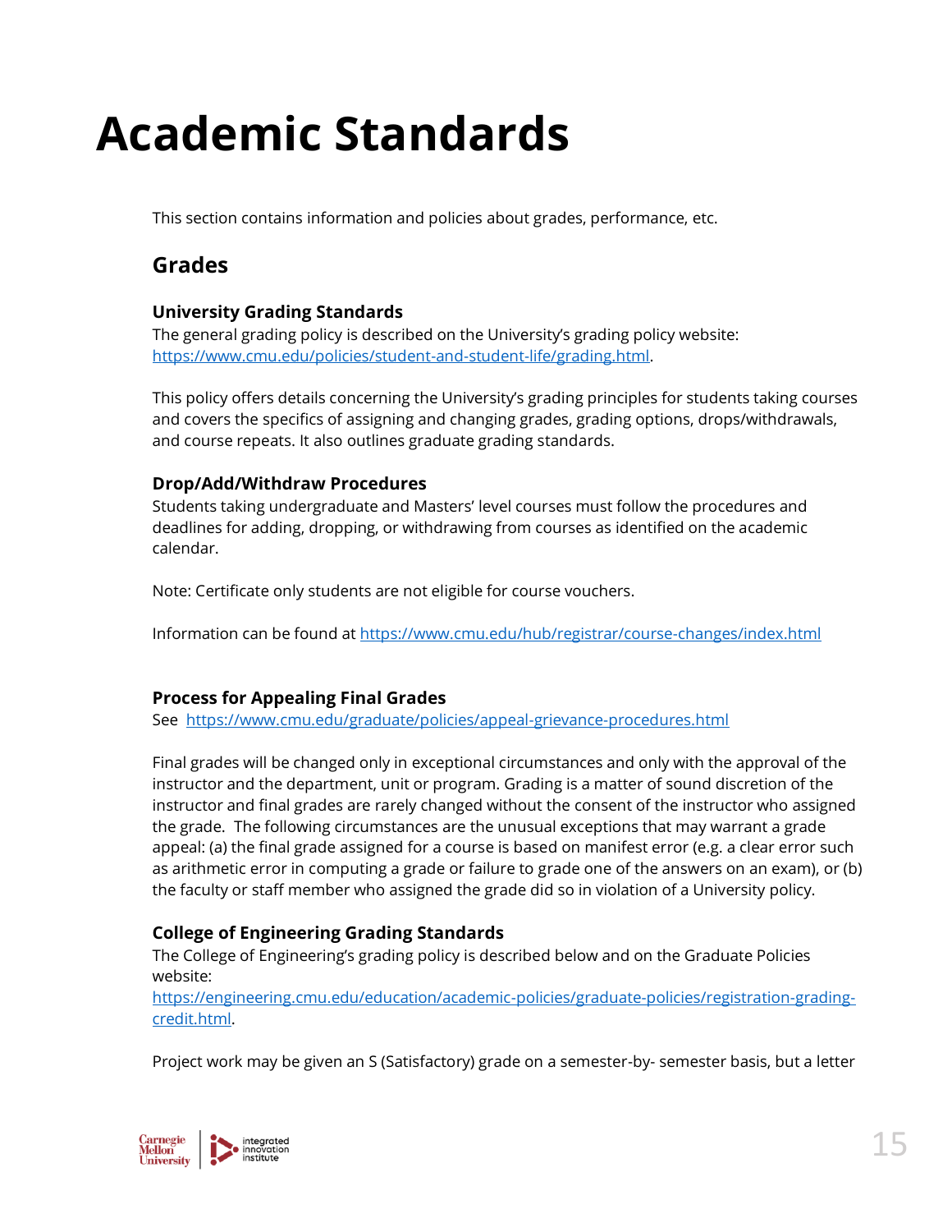# Academic Standards

This section contains information and policies about grades, performance, etc.

## Grades

### University Grading Standards

The general grading policy is described on the University's grading policy website: [https://www.cmu.edu/policies/student-and-student-life/grading.html](https://www.cmu.edu/policies/student-and-student-life/grading.html).

This policy offers details concerning the University's grading principles for students taking courses and covers the specifics of assigning and changing grades, grading options, drops/withdrawals, and course repeats. It also outlines graduate grading standards.

### Drop/Add/Withdraw Procedures

Students taking undergraduate and Masters' level courses must follow the procedures and deadlines for adding, dropping, or withdrawing from courses as identified on the academic calendar.

Note: Certificate only students are not eligible for course vouchers.

Information can be found at [https://www.cmu.edu/hub/registrar/course-changes/index.html](https://www.cmu.edu/hub/registrar/course-changes/index.html)

### Process for Appealing Final Grades

See [https://www.cmu.edu/graduate/policies/appeal-grievance-procedures.html](https://www.cmu.edu/graduate/policies/appeal-grievance-procedures.html)

Final grades will be changed only in exceptional circumstances and only with the approval of the instructor and the department, unit or program. Grading is a matter of sound discretion of the instructor and final grades are rarely changed without the consent of the instructor who assigned the grade. The following circumstances are the unusual exceptions that may warrant a grade appeal: (a) the final grade assigned for a course is based on manifest error (e.g. a clear error such as arithmetic error in computing a grade or failure to grade one of the answers on an exam), or (b) the faculty or staff member who assigned the grade did so in violation of a University policy.

### College of Engineering Grading Standards

The College of Engineering's grading policy is described below and on the Graduate Policies website: [https://engineering.cmu.edu/education/academic-policies/graduate-policies/registration-grading-credit.html](https://engineering.cmu.edu/education/academic-policies/graduate-policies/registration-grading-credit.html).

Project work may be given an S (Satisfactory) grade on a semester-by- semester basis, but a letter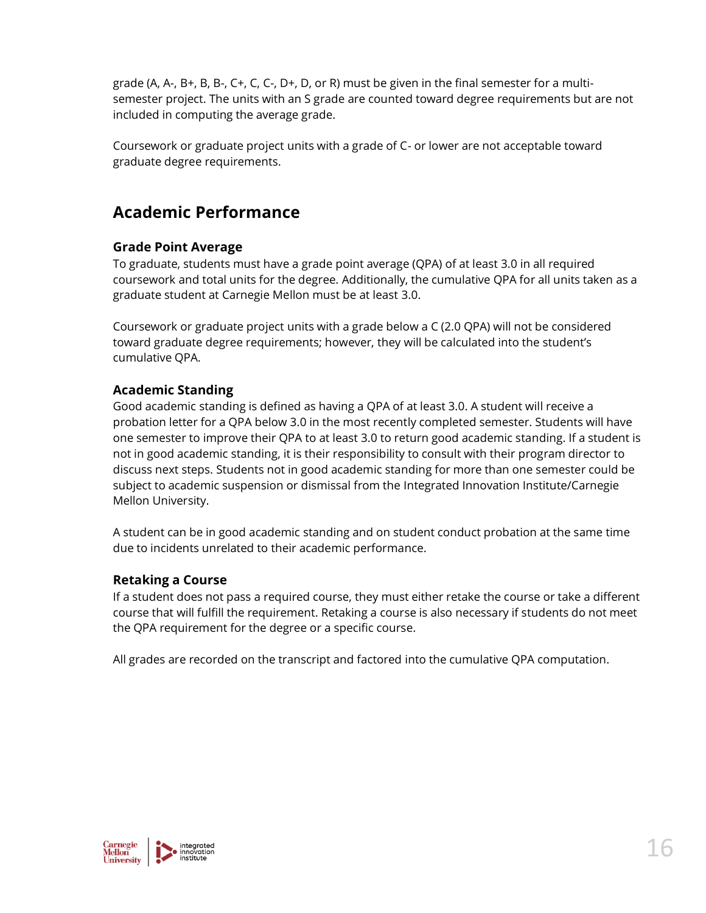grade (A, A-, B+, B, B-, C+, C, C-, D+, D, or R) must be given in the final semester for a multi-semester project. The units with an S grade are counted toward degree requirements but are not included in computing the average grade.

Coursework or graduate project units with a grade of C- or lower are not acceptable toward graduate degree requirements.

## Academic Performance

### Grade Point Average

To graduate, students must have a grade point average (QPA) of at least 3.0 in all required coursework and total units for the degree. Additionally, the cumulative QPA for all units taken as a graduate student at Carnegie Mellon must be at least 3.0.

Coursework or graduate project units with a grade below a C (2.0 QPA) will not be considered toward graduate degree requirements; however, they will be calculated into the student's cumulative QPA.

### Academic Standing

Good academic standing is defined as having a QPA of at least 3.0. A student will receive a probation letter for a QPA below 3.0 in the most recently completed semester. Students will have one semester to improve their QPA to at least 3.0 to return good academic standing. If a student is not in good academic standing, it is their responsibility to consult with their program director to discuss next steps. Students not in good academic standing for more than one semester could be subject to academic suspension or dismissal from the Integrated Innovation Institute/Carnegie Mellon University.

A student can be in good academic standing and on student conduct probation at the same time due to incidents unrelated to their academic performance.

### Retaking a Course

If a student does not pass a required course, they must either retake the course or take a different course that will fulfill the requirement. Retaking a course is also necessary if students do not meet the QPA requirement for the degree or a specific course.

All grades are recorded on the transcript and factored into the cumulative QPA computation.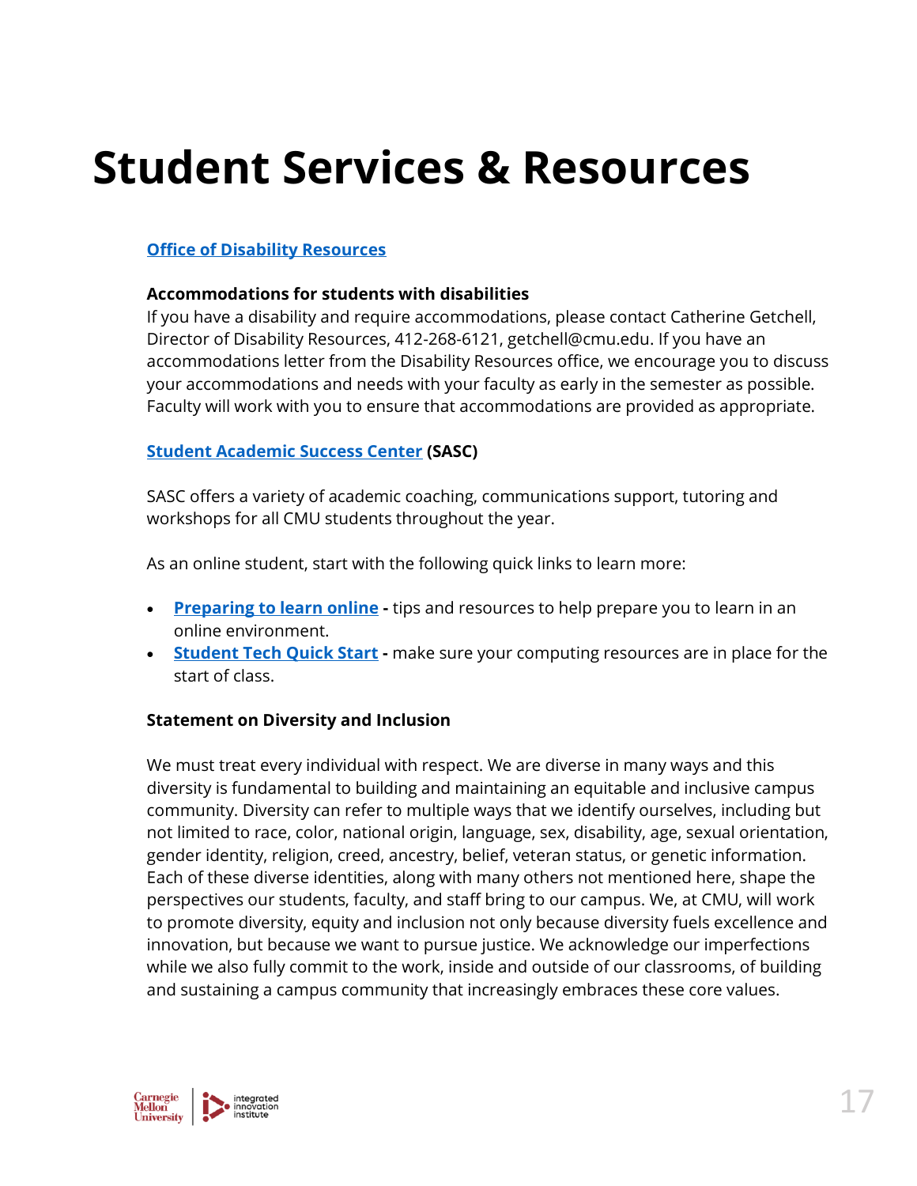# Student Services & Resources

Office of Disability Resources

**Accommodations for students with disabilities**

If you have a disability and require accommodations, please contact Catherine Getchell, Director of Disability Resources, 412-268-6121, getchell@cmu.edu. If you have an accommodations letter from the Disability Resources office, we encourage you to discuss your accommodations and needs with your faculty as early in the semester as possible. Faculty will work with you to ensure that accommodations are provided as appropriate.

Student Academic Success Center **(SASC)**

SASC offers a variety of academic coaching, communications support, tutoring and workshops for all CMU students throughout the year.

As an online student, start with the following quick links to learn more:

- **Preparing to learn online -** tips and resources to help prepare you to learn in an online environment.
- **Student Tech Quick Start -** make sure your computing resources are in place for the start of class.

**Statement on Diversity and Inclusion**

We must treat every individual with respect. We are diverse in many ways and this diversity is fundamental to building and maintaining an equitable and inclusive campus community. Diversity can refer to multiple ways that we identify ourselves, including but not limited to race, color, national origin, language, sex, disability, age, sexual orientation, gender identity, religion, creed, ancestry, belief, veteran status, or genetic information. Each of these diverse identities, along with many others not mentioned here, shape the perspectives our students, faculty, and staff bring to our campus. We, at CMU, will work to promote diversity, equity and inclusion not only because diversity fuels excellence and innovation, but because we want to pursue justice. We acknowledge our imperfections while we also fully commit to the work, inside and outside of our classrooms, of building and sustaining a campus community that increasingly embraces these core values.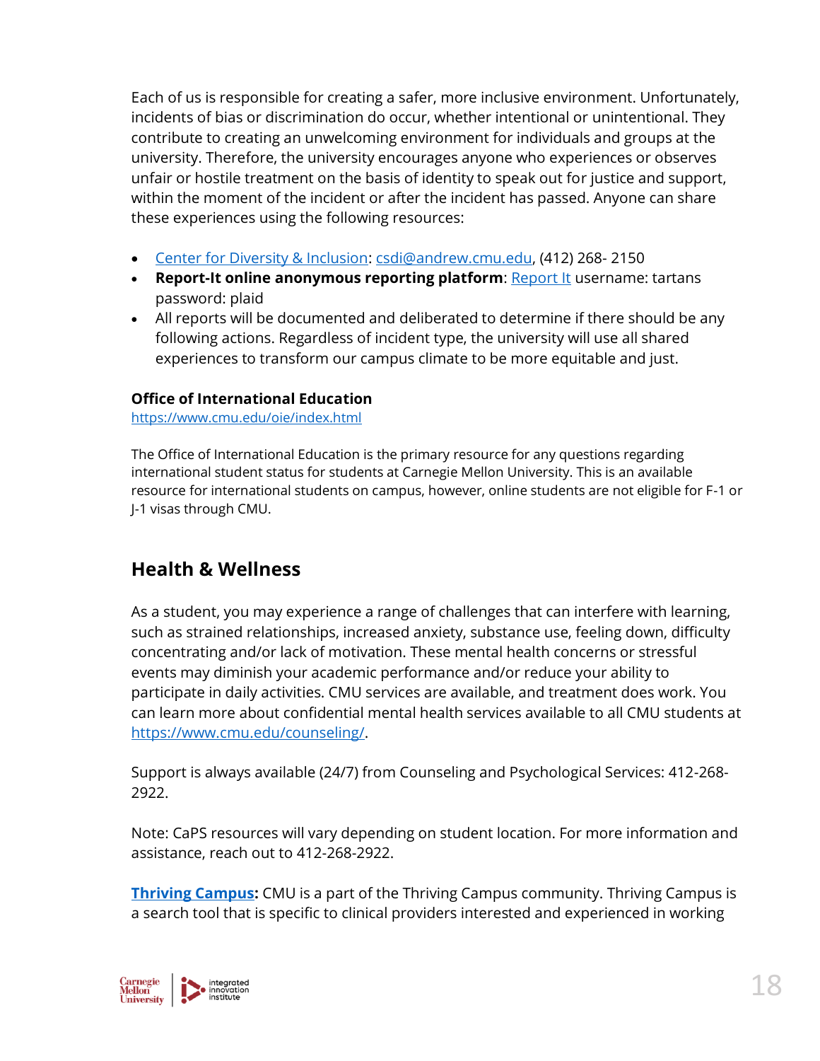Each of us is responsible for creating a safer, more inclusive environment. Unfortunately, incidents of bias or discrimination do occur, whether intentional or unintentional. They contribute to creating an unwelcoming environment for individuals and groups at the university. Therefore, the university encourages anyone who experiences or observes unfair or hostile treatment on the basis of identity to speak out for justice and support, within the moment of the incident or after the incident has passed. Anyone can share these experiences using the following resources:

- Center for Diversity & Inclusion: csdi@andrew.cmu.edu, (412) 268- 2150
- **Report-It online anonymous reporting platform**: Report It username: tartans password: plaid
- All reports will be documented and deliberated to determine if there should be any following actions. Regardless of incident type, the university will use all shared experiences to transform our campus climate to be more equitable and just.

**Office of International Education**

https://www.cmu.edu/oie/index.html

The Office of International Education is the primary resource for any questions regarding international student status for students at Carnegie Mellon University. This is an available resource for international students on campus, however, online students are not eligible for F-1 or J-1 visas through CMU.

## Health & Wellness

As a student, you may experience a range of challenges that can interfere with learning, such as strained relationships, increased anxiety, substance use, feeling down, difficulty concentrating and/or lack of motivation. These mental health concerns or stressful events may diminish your academic performance and/or reduce your ability to participate in daily activities. CMU services are available, and treatment does work. You can learn more about confidential mental health services available to all CMU students at https://www.cmu.edu/counseling/.

Support is always available (24/7) from Counseling and Psychological Services: 412-268-2922.

Note: CaPS resources will vary depending on student location. For more information and assistance, reach out to 412-268-2922.

**Thriving Campus:** CMU is a part of the Thriving Campus community. Thriving Campus is a search tool that is specific to clinical providers interested and experienced in working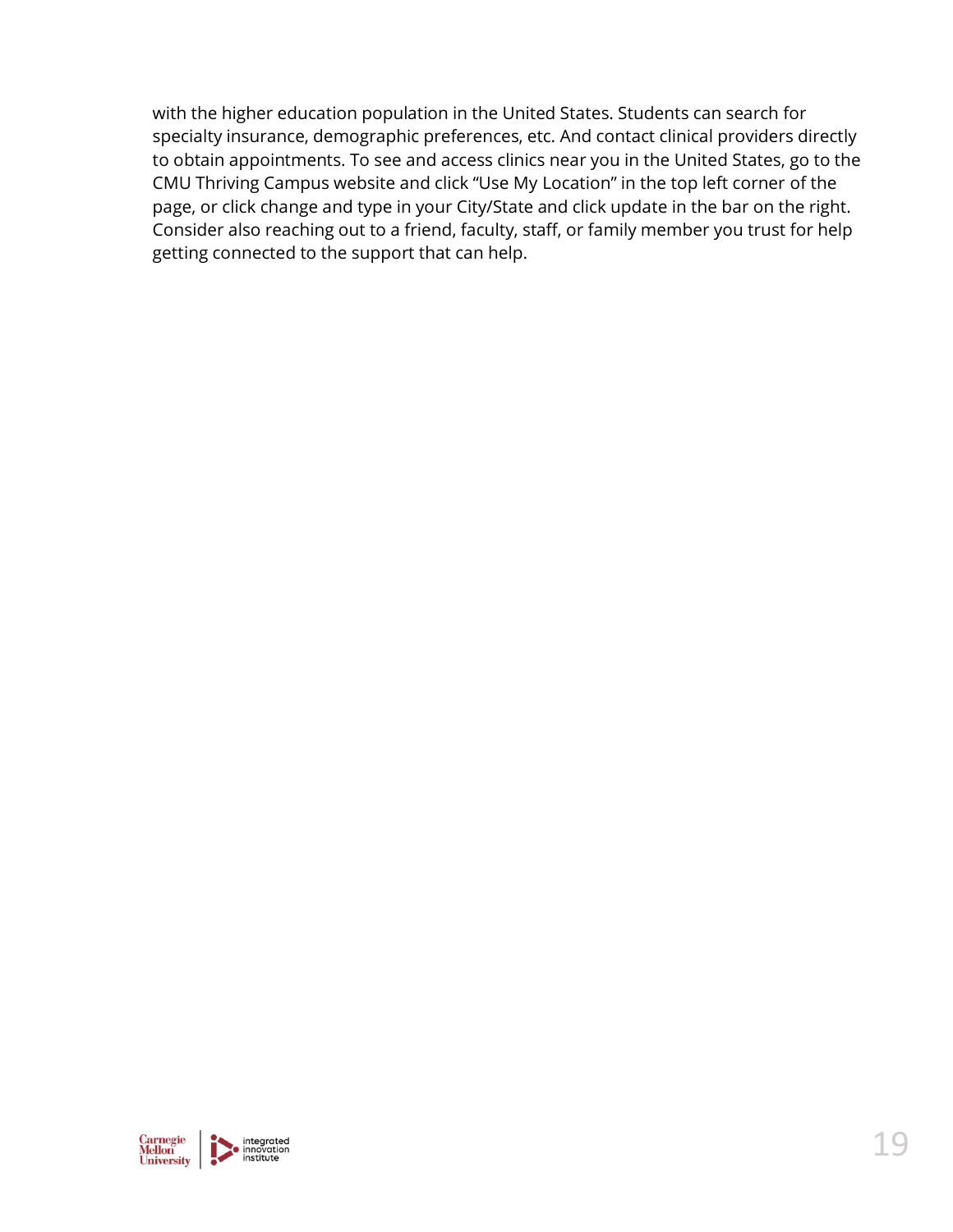with the higher education population in the United States. Students can search for specialty insurance, demographic preferences, etc. And contact clinical providers directly to obtain appointments. To see and access clinics near you in the United States, go to the CMU Thriving Campus website and click “Use My Location” in the top left corner of the page, or click change and type in your City/State and click update in the bar on the right. Consider also reaching out to a friend, faculty, staff, or family member you trust for help getting connected to the support that can help.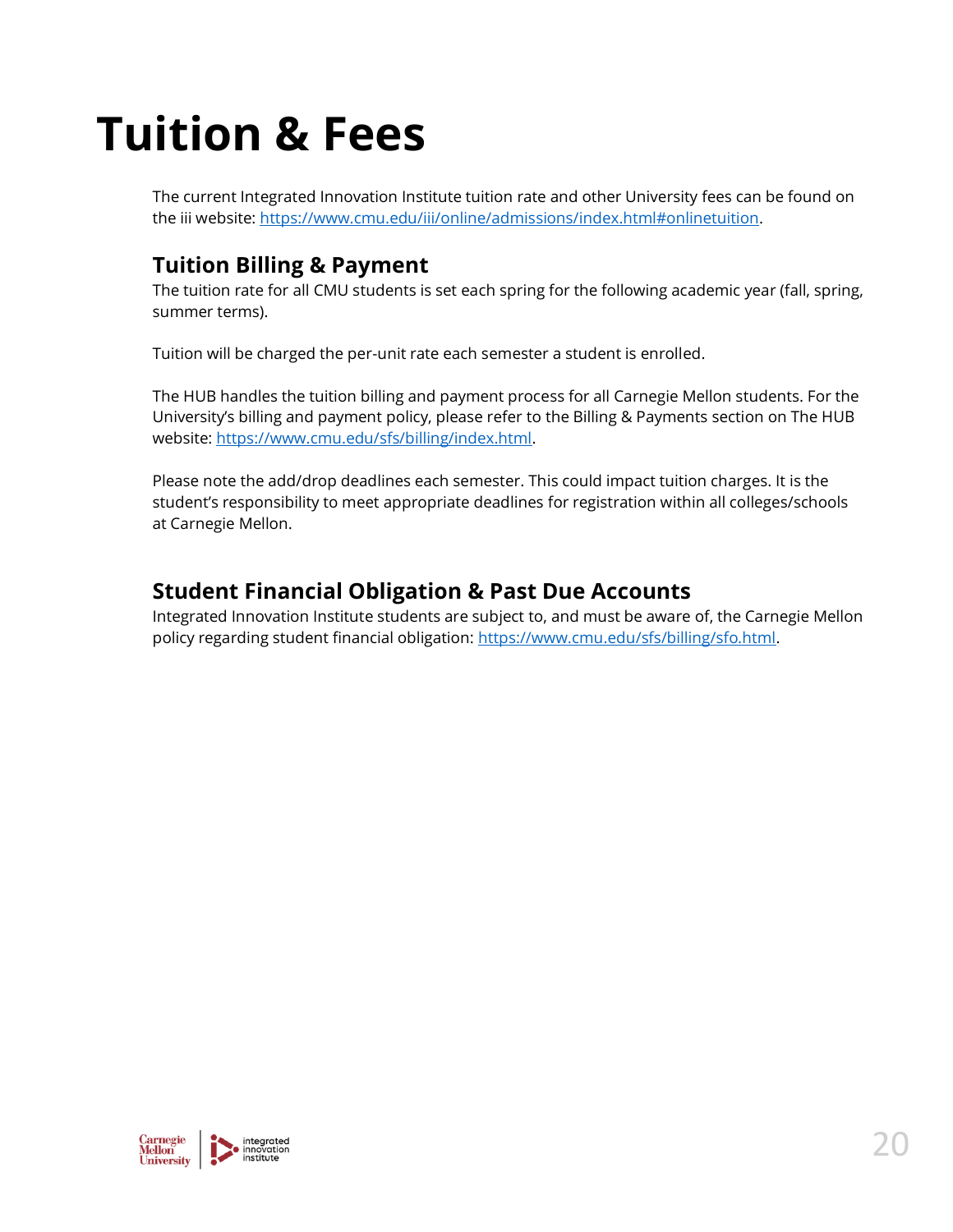# Tuition & Fees

The current Integrated Innovation Institute tuition rate and other University fees can be found on the iii website: https://www.cmu.edu/iii/online/admissions/index.html#onlinetuition.

## Tuition Billing & Payment

The tuition rate for all CMU students is set each spring for the following academic year (fall, spring, summer terms).

Tuition will be charged the per-unit rate each semester a student is enrolled.

The HUB handles the tuition billing and payment process for all Carnegie Mellon students. For the University's billing and payment policy, please refer to the Billing & Payments section on The HUB website: https://www.cmu.edu/sfs/billing/index.html.

Please note the add/drop deadlines each semester. This could impact tuition charges. It is the student's responsibility to meet appropriate deadlines for registration within all colleges/schools at Carnegie Mellon.

## Student Financial Obligation & Past Due Accounts

Integrated Innovation Institute students are subject to, and must be aware of, the Carnegie Mellon policy regarding student financial obligation: https://www.cmu.edu/sfs/billing/sfo.html.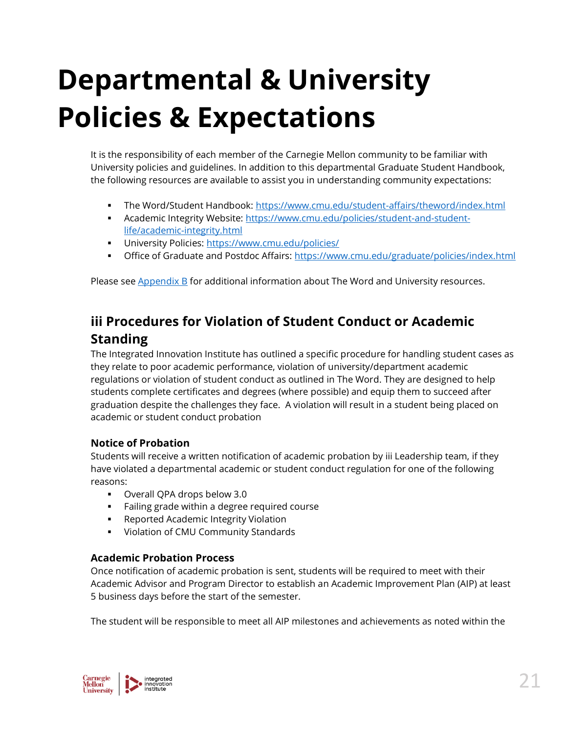# Departmental & University Policies & Expectations

It is the responsibility of each member of the Carnegie Mellon community to be familiar with University policies and guidelines. In addition to this departmental Graduate Student Handbook, the following resources are available to assist you in understanding community expectations:

- The Word/Student Handbook: https://www.cmu.edu/student-affairs/theword/index.html
- Academic Integrity Website: https://www.cmu.edu/policies/student-and-student-life/academic-integrity.html
- University Policies: https://www.cmu.edu/policies/
- Office of Graduate and Postdoc Affairs: https://www.cmu.edu/graduate/policies/index.html

Please see Appendix B for additional information about The Word and University resources.

## iii Procedures for Violation of Student Conduct or Academic Standing

The Integrated Innovation Institute has outlined a specific procedure for handling student cases as they relate to poor academic performance, violation of university/department academic regulations or violation of student conduct as outlined in The Word. They are designed to help students complete certificates and degrees (where possible) and equip them to succeed after graduation despite the challenges they face. A violation will result in a student being placed on academic or student conduct probation

### Notice of Probation

Students will receive a written notification of academic probation by iii Leadership team, if they have violated a departmental academic or student conduct regulation for one of the following reasons:

- Overall QPA drops below 3.0
- Failing grade within a degree required course
- Reported Academic Integrity Violation
- Violation of CMU Community Standards

### Academic Probation Process

Once notification of academic probation is sent, students will be required to meet with their Academic Advisor and Program Director to establish an Academic Improvement Plan (AIP) at least 5 business days before the start of the semester.

The student will be responsible to meet all AIP milestones and achievements as noted within the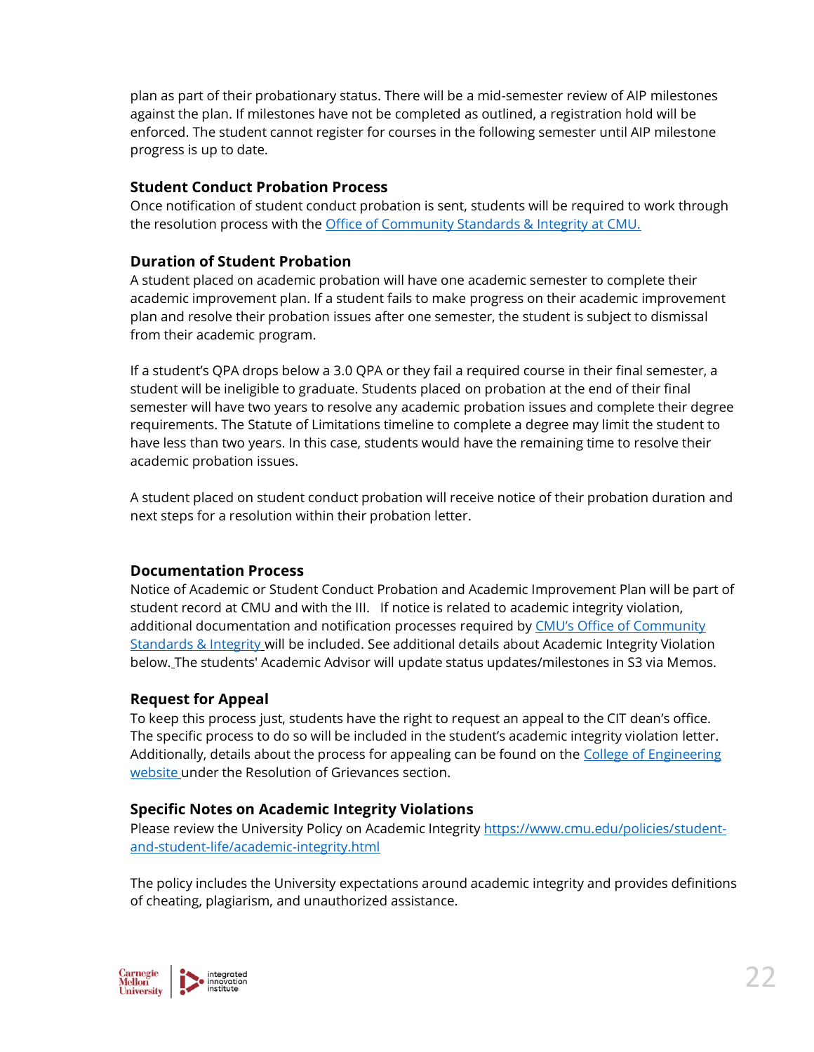plan as part of their probationary status. There will be a mid-semester review of AIP milestones against the plan. If milestones have not be completed as outlined, a registration hold will be enforced. The student cannot register for courses in the following semester until AIP milestone progress is up to date.

### Student Conduct Probation Process

Once notification of student conduct probation is sent, students will be required to work through the resolution process with the [Office of Community Standards & Integrity at CMU.]()

### Duration of Student Probation

A student placed on academic probation will have one academic semester to complete their academic improvement plan. If a student fails to make progress on their academic improvement plan and resolve their probation issues after one semester, the student is subject to dismissal from their academic program.

If a student's QPA drops below a 3.0 QPA or they fail a required course in their final semester, a student will be ineligible to graduate. Students placed on probation at the end of their final semester will have two years to resolve any academic probation issues and complete their degree requirements. The Statute of Limitations timeline to complete a degree may limit the student to have less than two years. In this case, students would have the remaining time to resolve their academic probation issues.

A student placed on student conduct probation will receive notice of their probation duration and next steps for a resolution within their probation letter.

### Documentation Process

Notice of Academic or Student Conduct Probation and Academic Improvement Plan will be part of student record at CMU and with the III. If notice is related to academic integrity violation, additional documentation and notification processes required by [CMU's Office of Community Standards & Integrity]() will be included. See additional details about Academic Integrity Violation below. The students' Academic Advisor will update status updates/milestones in S3 via Memos.

### Request for Appeal

To keep this process just, students have the right to request an appeal to the CIT dean's office. The specific process to do so will be included in the student's academic integrity violation letter. Additionally, details about the process for appealing can be found on the [College of Engineering website]() under the Resolution of Grievances section.

### Specific Notes on Academic Integrity Violations

Please review the University Policy on Academic Integrity https://www.cmu.edu/policies/student-and-student-life/academic-integrity.html

The policy includes the University expectations around academic integrity and provides definitions of cheating, plagiarism, and unauthorized assistance.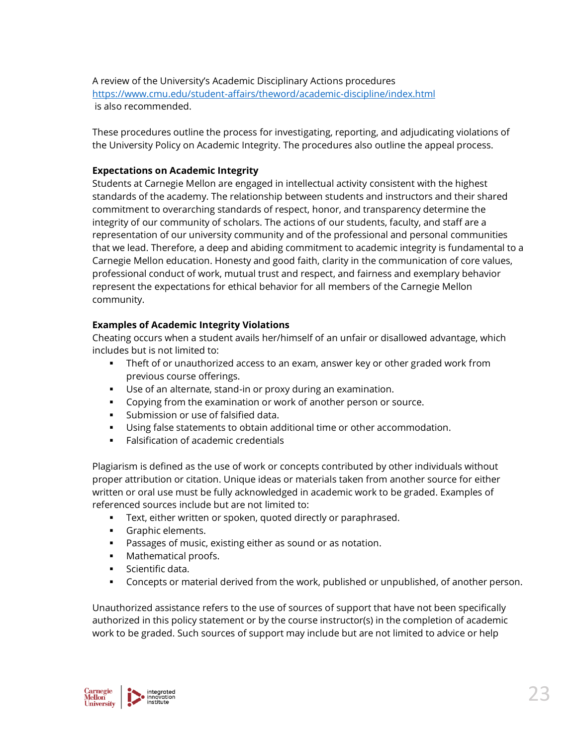A review of the University's Academic Disciplinary Actions procedures https://www.cmu.edu/student-affairs/theword/academic-discipline/index.html is also recommended.

These procedures outline the process for investigating, reporting, and adjudicating violations of the University Policy on Academic Integrity. The procedures also outline the appeal process.

**Expectations on Academic Integrity**

Students at Carnegie Mellon are engaged in intellectual activity consistent with the highest standards of the academy. The relationship between students and instructors and their shared commitment to overarching standards of respect, honor, and transparency determine the integrity of our community of scholars. The actions of our students, faculty, and staff are a representation of our university community and of the professional and personal communities that we lead. Therefore, a deep and abiding commitment to academic integrity is fundamental to a Carnegie Mellon education. Honesty and good faith, clarity in the communication of core values, professional conduct of work, mutual trust and respect, and fairness and exemplary behavior represent the expectations for ethical behavior for all members of the Carnegie Mellon community.

**Examples of Academic Integrity Violations**

Cheating occurs when a student avails her/himself of an unfair or disallowed advantage, which includes but is not limited to:

- Theft of or unauthorized access to an exam, answer key or other graded work from previous course offerings.
- Use of an alternate, stand-in or proxy during an examination.
- Copying from the examination or work of another person or source.
- Submission or use of falsified data.
- Using false statements to obtain additional time or other accommodation.
- Falsification of academic credentials

Plagiarism is defined as the use of work or concepts contributed by other individuals without proper attribution or citation. Unique ideas or materials taken from another source for either written or oral use must be fully acknowledged in academic work to be graded. Examples of referenced sources include but are not limited to:

- Text, either written or spoken, quoted directly or paraphrased.
- Graphic elements.
- Passages of music, existing either as sound or as notation.
- Mathematical proofs.
- Scientific data.
- Concepts or material derived from the work, published or unpublished, of another person.

Unauthorized assistance refers to the use of sources of support that have not been specifically authorized in this policy statement or by the course instructor(s) in the completion of academic work to be graded. Such sources of support may include but are not limited to advice or help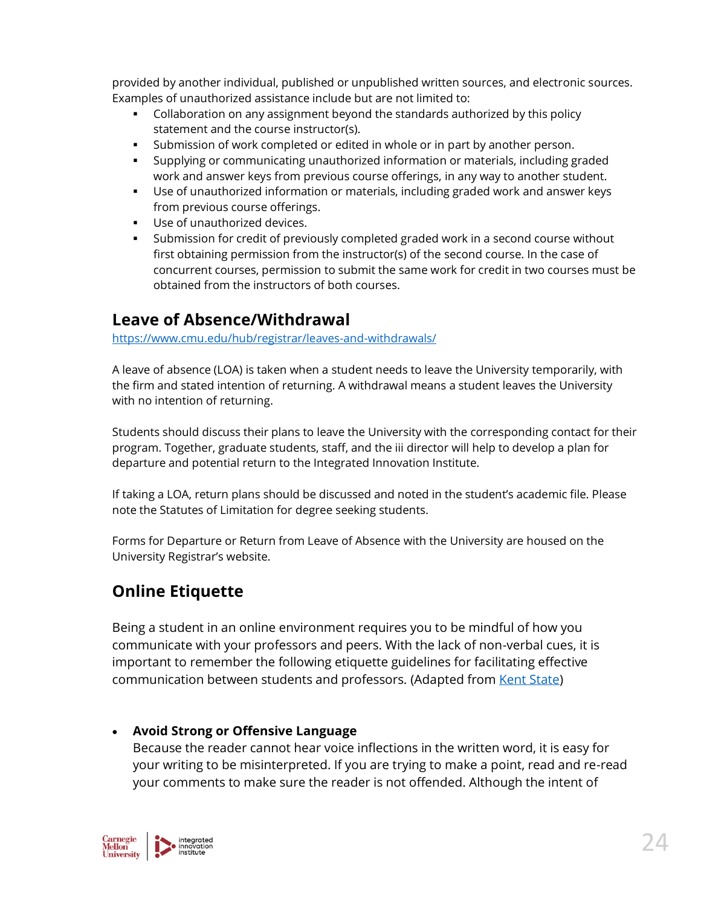provided by another individual, published or unpublished written sources, and electronic sources. Examples of unauthorized assistance include but are not limited to:

- Collaboration on any assignment beyond the standards authorized by this policy statement and the course instructor(s).
- Submission of work completed or edited in whole or in part by another person.
- Supplying or communicating unauthorized information or materials, including graded work and answer keys from previous course offerings, in any way to another student.
- Use of unauthorized information or materials, including graded work and answer keys from previous course offerings.
- Use of unauthorized devices.
- Submission for credit of previously completed graded work in a second course without first obtaining permission from the instructor(s) of the second course. In the case of concurrent courses, permission to submit the same work for credit in two courses must be obtained from the instructors of both courses.

## Leave of Absence/Withdrawal

[https://www.cmu.edu/hub/registrar/leaves-and-withdrawals/](https://www.cmu.edu/hub/registrar/leaves-and-withdrawals/)

A leave of absence (LOA) is taken when a student needs to leave the University temporarily, with the firm and stated intention of returning. A withdrawal means a student leaves the University with no intention of returning.

Students should discuss their plans to leave the University with the corresponding contact for their program. Together, graduate students, staff, and the iii director will help to develop a plan for departure and potential return to the Integrated Innovation Institute.

If taking a LOA, return plans should be discussed and noted in the student's academic file. Please note the Statutes of Limitation for degree seeking students.

Forms for Departure or Return from Leave of Absence with the University are housed on the University Registrar's website.

## Online Etiquette

Being a student in an online environment requires you to be mindful of how you communicate with your professors and peers. With the lack of non-verbal cues, it is important to remember the following etiquette guidelines for facilitating effective communication between students and professors. (Adapted from [Kent State](#))

- **Avoid Strong or Offensive Language**
  Because the reader cannot hear voice inflections in the written word, it is easy for your writing to be misinterpreted. If you are trying to make a point, read and re-read your comments to make sure the reader is not offended. Although the intent of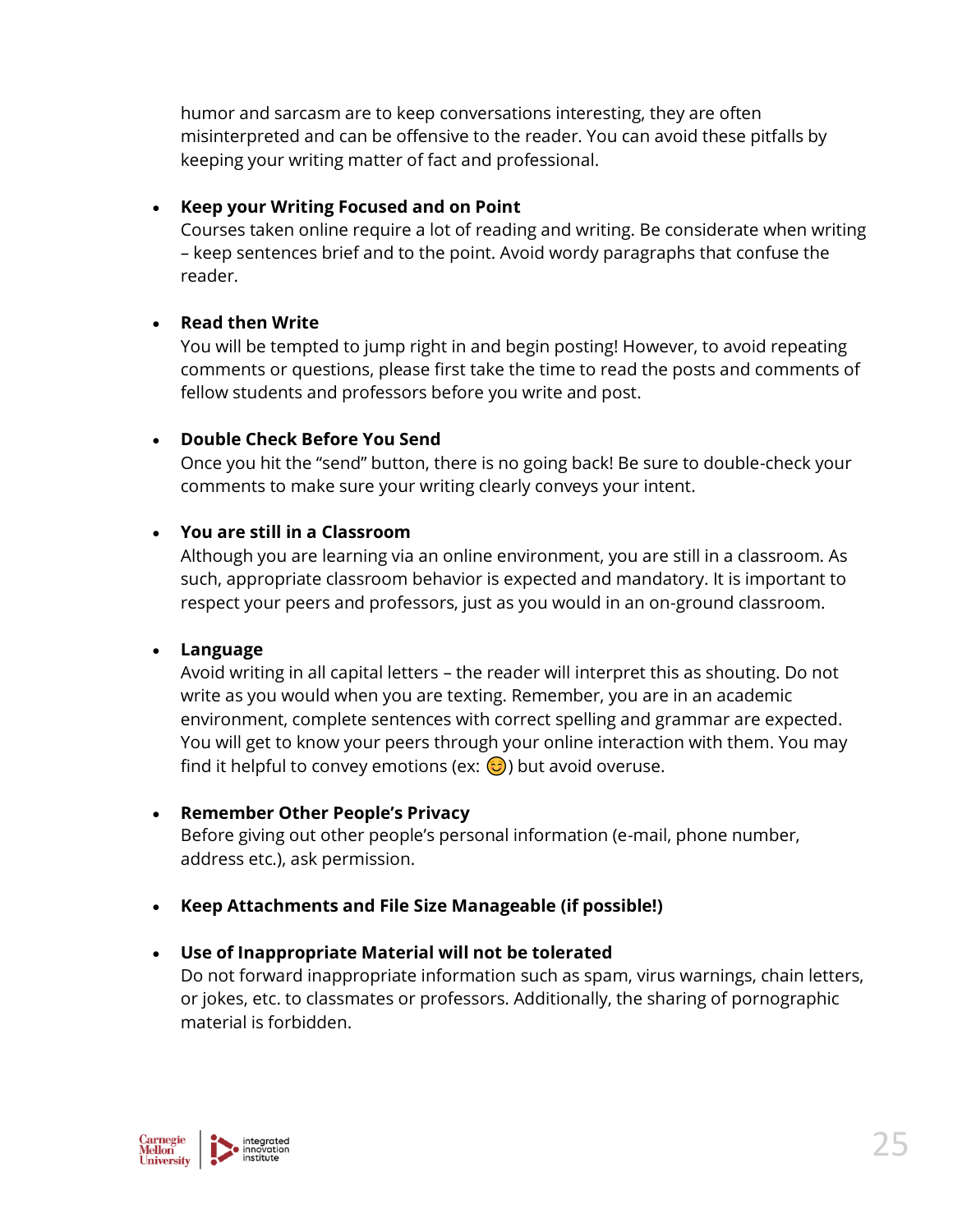humor and sarcasm are to keep conversations interesting, they are often misinterpreted and can be offensive to the reader. You can avoid these pitfalls by keeping your writing matter of fact and professional.

- **Keep your Writing Focused and on Point**
  Courses taken online require a lot of reading and writing. Be considerate when writing – keep sentences brief and to the point. Avoid wordy paragraphs that confuse the reader.

- **Read then Write**
  You will be tempted to jump right in and begin posting! However, to avoid repeating comments or questions, please first take the time to read the posts and comments of fellow students and professors before you write and post.

- **Double Check Before You Send**
  Once you hit the "send" button, there is no going back! Be sure to double-check your comments to make sure your writing clearly conveys your intent.

- **You are still in a Classroom**
  Although you are learning via an online environment, you are still in a classroom. As such, appropriate classroom behavior is expected and mandatory. It is important to respect your peers and professors, just as you would in an on-ground classroom.

- **Language**
  Avoid writing in all capital letters – the reader will interpret this as shouting. Do not write as you would when you are texting. Remember, you are in an academic environment, complete sentences with correct spelling and grammar are expected. You will get to know your peers through your online interaction with them. You may find it helpful to convey emotions (ex: 😊) but avoid overuse.

- **Remember Other People's Privacy**
  Before giving out other people's personal information (e-mail, phone number, address etc.), ask permission.

- **Keep Attachments and File Size Manageable (if possible!)**

- **Use of Inappropriate Material will not be tolerated**
  Do not forward inappropriate information such as spam, virus warnings, chain letters, or jokes, etc. to classmates or professors. Additionally, the sharing of pornographic material is forbidden.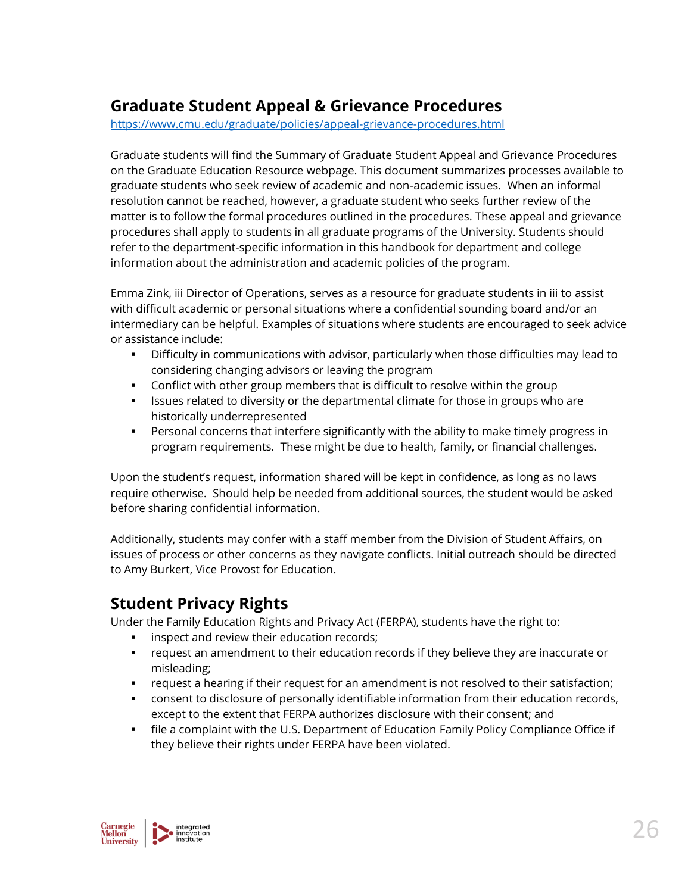## Graduate Student Appeal & Grievance Procedures

https://www.cmu.edu/graduate/policies/appeal-grievance-procedures.html

Graduate students will find the Summary of Graduate Student Appeal and Grievance Procedures on the Graduate Education Resource webpage. This document summarizes processes available to graduate students who seek review of academic and non-academic issues. When an informal resolution cannot be reached, however, a graduate student who seeks further review of the matter is to follow the formal procedures outlined in the procedures. These appeal and grievance procedures shall apply to students in all graduate programs of the University. Students should refer to the department-specific information in this handbook for department and college information about the administration and academic policies of the program.

Emma Zink, iii Director of Operations, serves as a resource for graduate students in iii to assist with difficult academic or personal situations where a confidential sounding board and/or an intermediary can be helpful. Examples of situations where students are encouraged to seek advice or assistance include:

- Difficulty in communications with advisor, particularly when those difficulties may lead to considering changing advisors or leaving the program
- Conflict with other group members that is difficult to resolve within the group
- Issues related to diversity or the departmental climate for those in groups who are historically underrepresented
- Personal concerns that interfere significantly with the ability to make timely progress in program requirements. These might be due to health, family, or financial challenges.

Upon the student's request, information shared will be kept in confidence, as long as no laws require otherwise. Should help be needed from additional sources, the student would be asked before sharing confidential information.

Additionally, students may confer with a staff member from the Division of Student Affairs, on issues of process or other concerns as they navigate conflicts. Initial outreach should be directed to Amy Burkert, Vice Provost for Education.

## Student Privacy Rights

Under the Family Education Rights and Privacy Act (FERPA), students have the right to:

- inspect and review their education records;
- request an amendment to their education records if they believe they are inaccurate or misleading;
- request a hearing if their request for an amendment is not resolved to their satisfaction;
- consent to disclosure of personally identifiable information from their education records, except to the extent that FERPA authorizes disclosure with their consent; and
- file a complaint with the U.S. Department of Education Family Policy Compliance Office if they believe their rights under FERPA have been violated.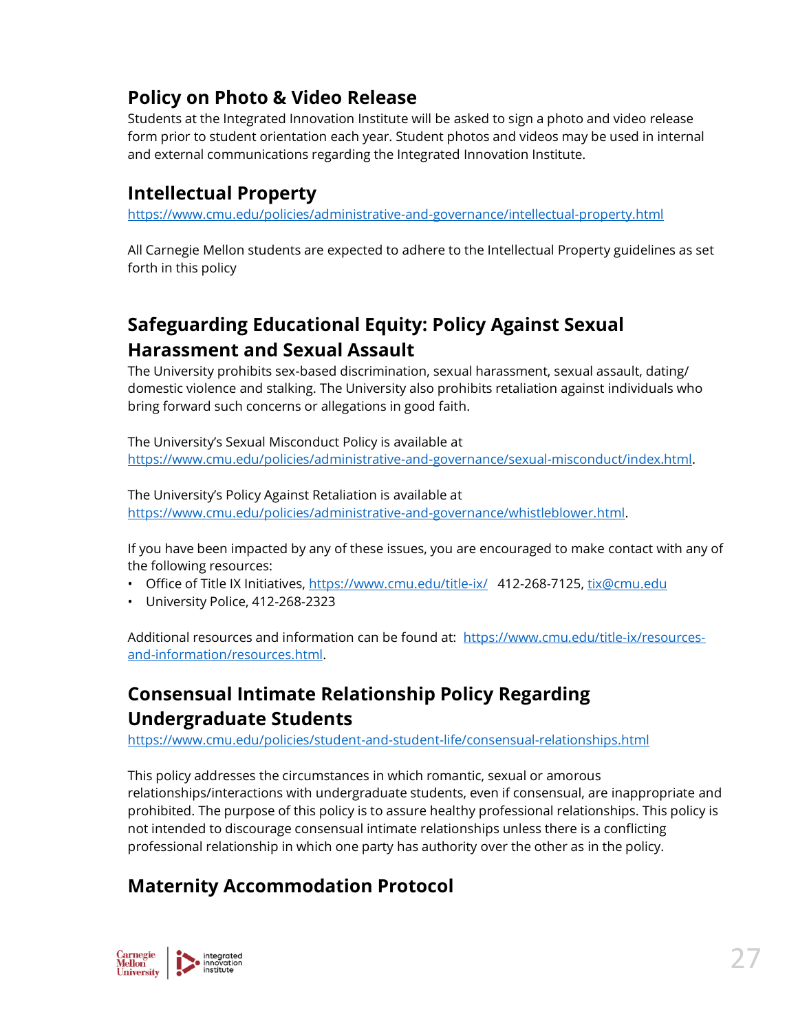## Policy on Photo & Video Release

Students at the Integrated Innovation Institute will be asked to sign a photo and video release form prior to student orientation each year. Student photos and videos may be used in internal and external communications regarding the Integrated Innovation Institute.

## Intellectual Property

https://www.cmu.edu/policies/administrative-and-governance/intellectual-property.html

All Carnegie Mellon students are expected to adhere to the Intellectual Property guidelines as set forth in this policy

## Safeguarding Educational Equity: Policy Against Sexual Harassment and Sexual Assault

The University prohibits sex-based discrimination, sexual harassment, sexual assault, dating/domestic violence and stalking. The University also prohibits retaliation against individuals who bring forward such concerns or allegations in good faith.

The University's Sexual Misconduct Policy is available at https://www.cmu.edu/policies/administrative-and-governance/sexual-misconduct/index.html.

The University's Policy Against Retaliation is available at https://www.cmu.edu/policies/administrative-and-governance/whistleblower.html.

If you have been impacted by any of these issues, you are encouraged to make contact with any of the following resources:

- Office of Title IX Initiatives, https://www.cmu.edu/title-ix/ 412-268-7125, tix@cmu.edu
- University Police, 412-268-2323

Additional resources and information can be found at: https://www.cmu.edu/title-ix/resources-and-information/resources.html.

## Consensual Intimate Relationship Policy Regarding Undergraduate Students

https://www.cmu.edu/policies/student-and-student-life/consensual-relationships.html

This policy addresses the circumstances in which romantic, sexual or amorous relationships/interactions with undergraduate students, even if consensual, are inappropriate and prohibited. The purpose of this policy is to assure healthy professional relationships. This policy is not intended to discourage consensual intimate relationships unless there is a conflicting professional relationship in which one party has authority over the other as in the policy.

## Maternity Accommodation Protocol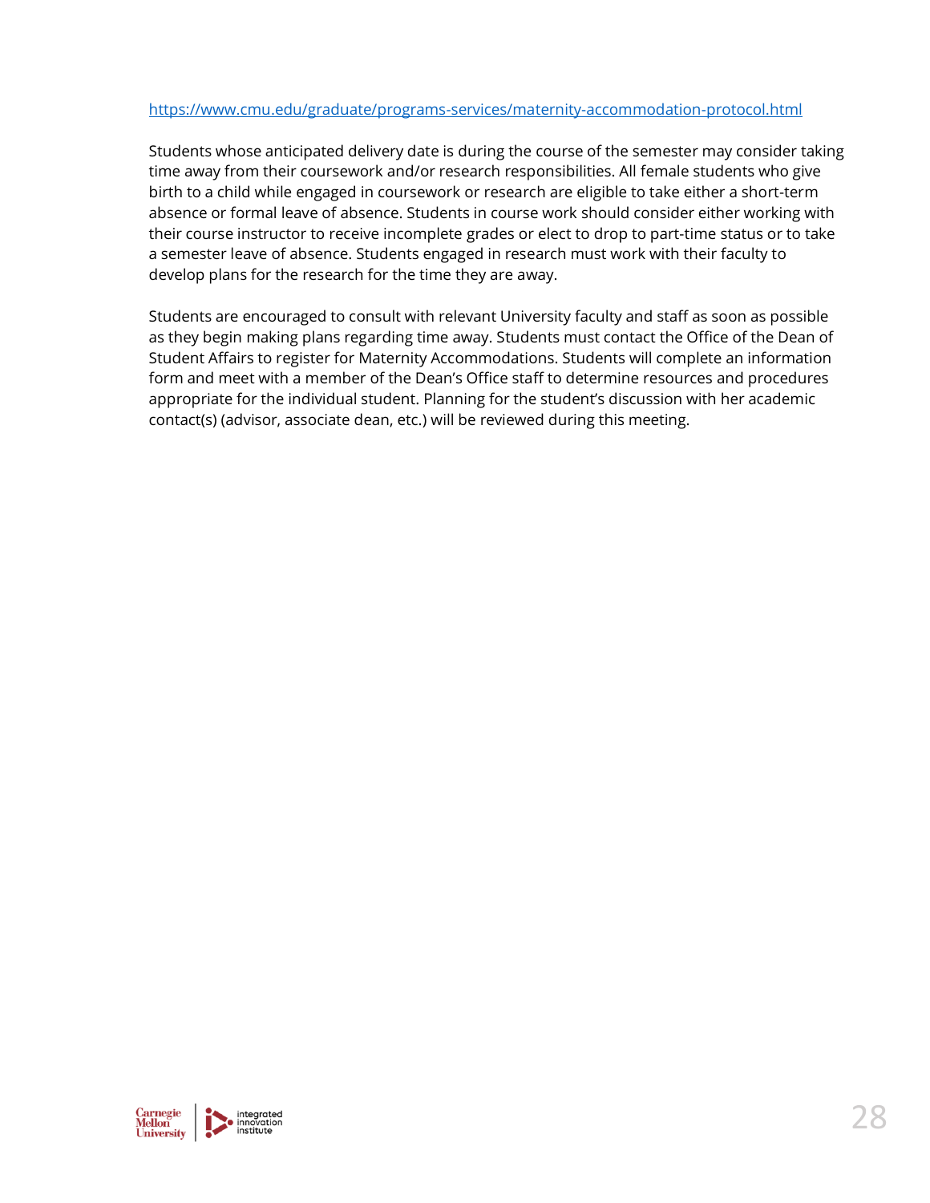https://www.cmu.edu/graduate/programs-services/maternity-accommodation-protocol.html

Students whose anticipated delivery date is during the course of the semester may consider taking time away from their coursework and/or research responsibilities. All female students who give birth to a child while engaged in coursework or research are eligible to take either a short-term absence or formal leave of absence. Students in course work should consider either working with their course instructor to receive incomplete grades or elect to drop to part-time status or to take a semester leave of absence. Students engaged in research must work with their faculty to develop plans for the research for the time they are away.

Students are encouraged to consult with relevant University faculty and staff as soon as possible as they begin making plans regarding time away. Students must contact the Office of the Dean of Student Affairs to register for Maternity Accommodations. Students will complete an information form and meet with a member of the Dean's Office staff to determine resources and procedures appropriate for the individual student. Planning for the student's discussion with her academic contact(s) (advisor, associate dean, etc.) will be reviewed during this meeting.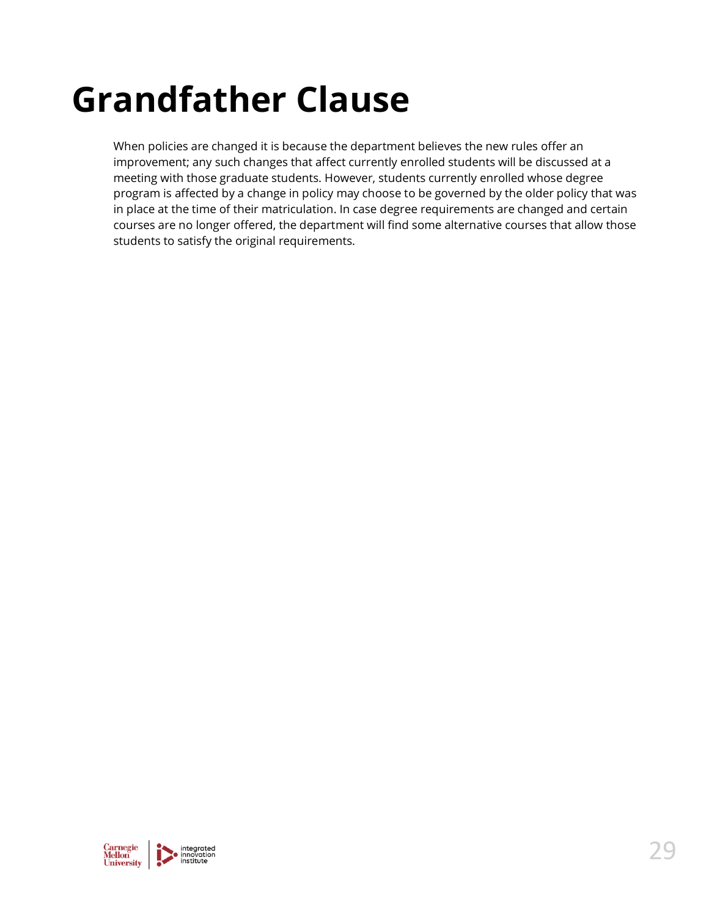# Grandfather Clause

When policies are changed it is because the department believes the new rules offer an improvement; any such changes that affect currently enrolled students will be discussed at a meeting with those graduate students. However, students currently enrolled whose degree program is affected by a change in policy may choose to be governed by the older policy that was in place at the time of their matriculation. In case degree requirements are changed and certain courses are no longer offered, the department will find some alternative courses that allow those students to satisfy the original requirements.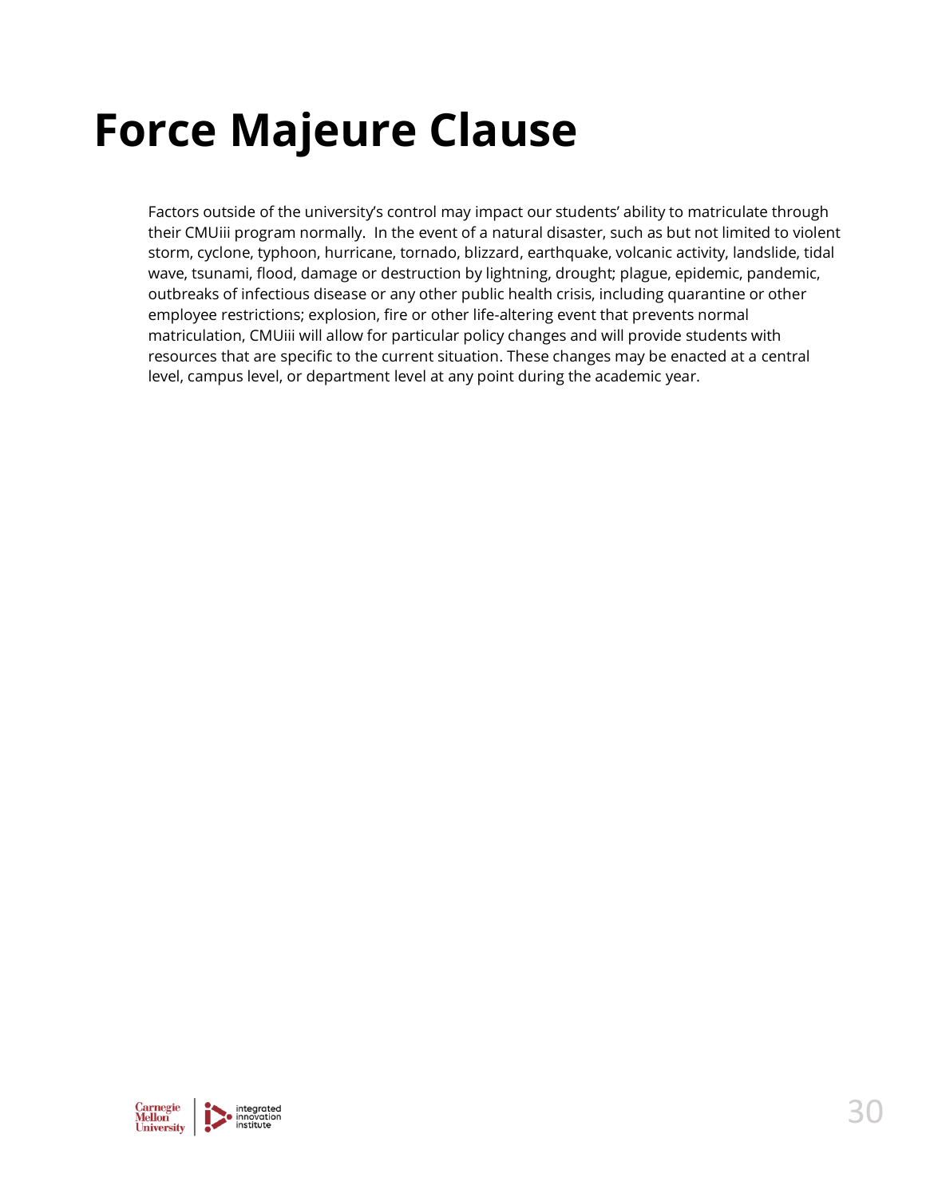# Force Majeure Clause

Factors outside of the university's control may impact our students' ability to matriculate through their CMUiii program normally. In the event of a natural disaster, such as but not limited to violent storm, cyclone, typhoon, hurricane, tornado, blizzard, earthquake, volcanic activity, landslide, tidal wave, tsunami, flood, damage or destruction by lightning, drought; plague, epidemic, pandemic, outbreaks of infectious disease or any other public health crisis, including quarantine or other employee restrictions; explosion, fire or other life-altering event that prevents normal matriculation, CMUiii will allow for particular policy changes and will provide students with resources that are specific to the current situation. These changes may be enacted at a central level, campus level, or department level at any point during the academic year.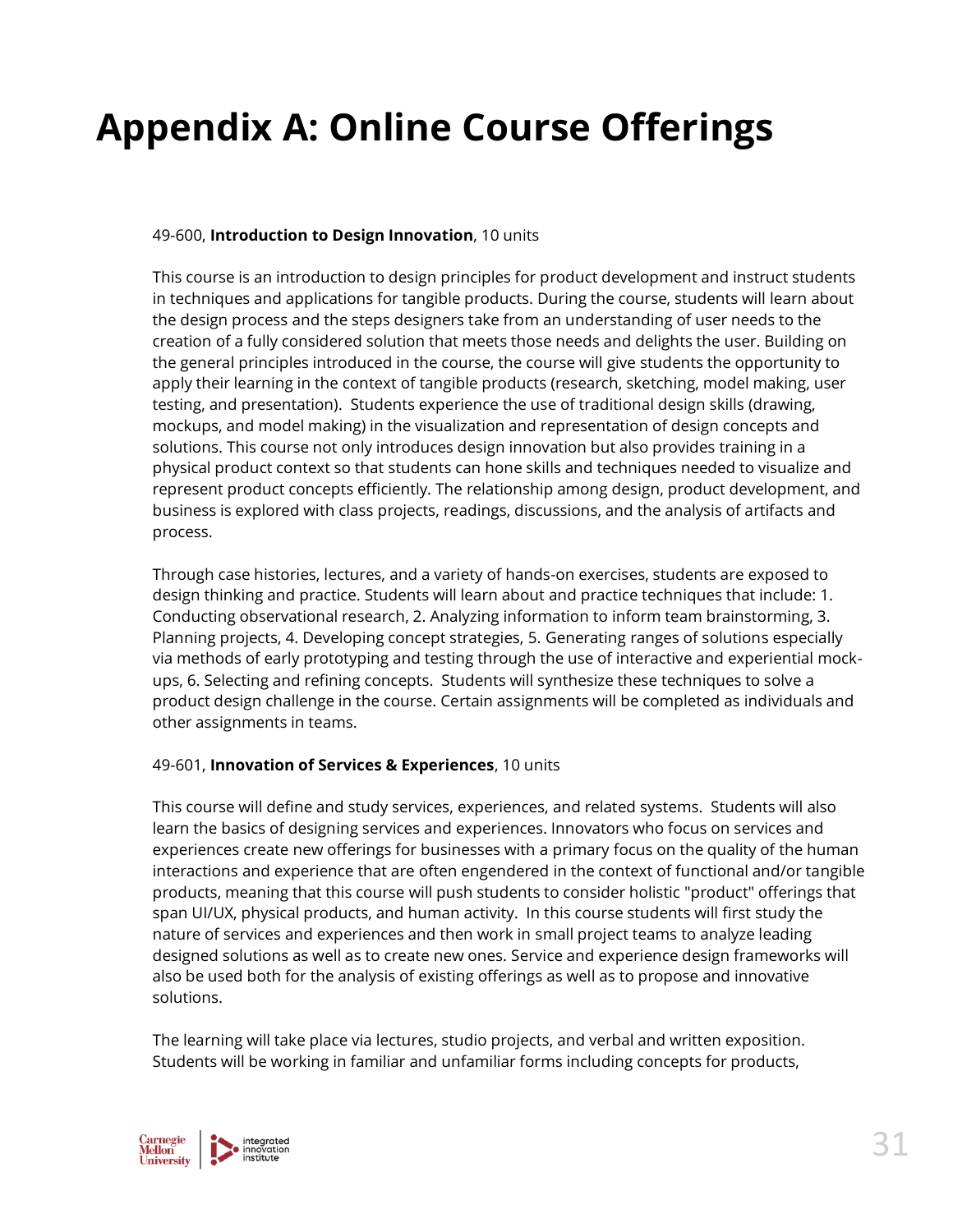# Appendix A: Online Course Offerings

49-600, **Introduction to Design Innovation**, 10 units

This course is an introduction to design principles for product development and instruct students in techniques and applications for tangible products. During the course, students will learn about the design process and the steps designers take from an understanding of user needs to the creation of a fully considered solution that meets those needs and delights the user. Building on the general principles introduced in the course, the course will give students the opportunity to apply their learning in the context of tangible products (research, sketching, model making, user testing, and presentation). Students experience the use of traditional design skills (drawing, mockups, and model making) in the visualization and representation of design concepts and solutions. This course not only introduces design innovation but also provides training in a physical product context so that students can hone skills and techniques needed to visualize and represent product concepts efficiently. The relationship among design, product development, and business is explored with class projects, readings, discussions, and the analysis of artifacts and process.

Through case histories, lectures, and a variety of hands-on exercises, students are exposed to design thinking and practice. Students will learn about and practice techniques that include: 1. Conducting observational research, 2. Analyzing information to inform team brainstorming, 3. Planning projects, 4. Developing concept strategies, 5. Generating ranges of solutions especially via methods of early prototyping and testing through the use of interactive and experiential mock-ups, 6. Selecting and refining concepts. Students will synthesize these techniques to solve a product design challenge in the course. Certain assignments will be completed as individuals and other assignments in teams.

49-601, **Innovation of Services & Experiences**, 10 units

This course will define and study services, experiences, and related systems. Students will also learn the basics of designing services and experiences. Innovators who focus on services and experiences create new offerings for businesses with a primary focus on the quality of the human interactions and experience that are often engendered in the context of functional and/or tangible products, meaning that this course will push students to consider holistic "product" offerings that span UI/UX, physical products, and human activity. In this course students will first study the nature of services and experiences and then work in small project teams to analyze leading designed solutions as well as to create new ones. Service and experience design frameworks will also be used both for the analysis of existing offerings as well as to propose and innovative solutions.

The learning will take place via lectures, studio projects, and verbal and written exposition. Students will be working in familiar and unfamiliar forms including concepts for products,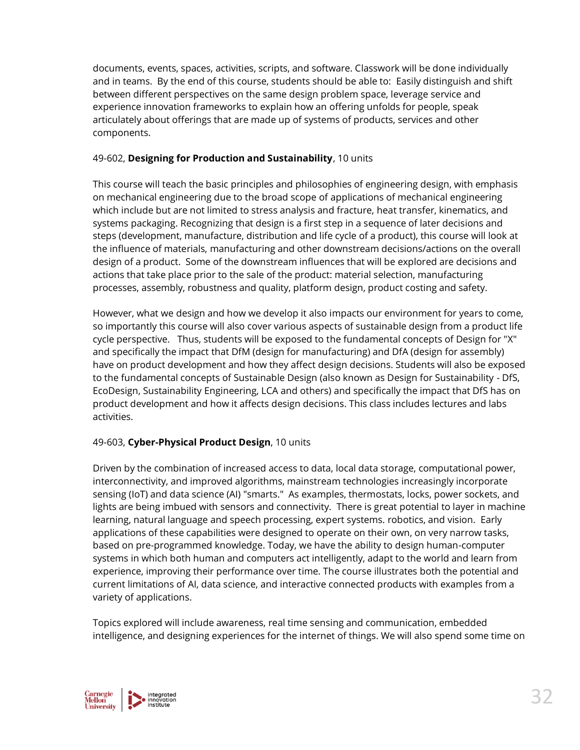documents, events, spaces, activities, scripts, and software. Classwork will be done individually and in teams. By the end of this course, students should be able to: Easily distinguish and shift between different perspectives on the same design problem space, leverage service and experience innovation frameworks to explain how an offering unfolds for people, speak articulately about offerings that are made up of systems of products, services and other components.

49-602, **Designing for Production and Sustainability**, 10 units

This course will teach the basic principles and philosophies of engineering design, with emphasis on mechanical engineering due to the broad scope of applications of mechanical engineering which include but are not limited to stress analysis and fracture, heat transfer, kinematics, and systems packaging. Recognizing that design is a first step in a sequence of later decisions and steps (development, manufacture, distribution and life cycle of a product), this course will look at the influence of materials, manufacturing and other downstream decisions/actions on the overall design of a product. Some of the downstream influences that will be explored are decisions and actions that take place prior to the sale of the product: material selection, manufacturing processes, assembly, robustness and quality, platform design, product costing and safety.

However, what we design and how we develop it also impacts our environment for years to come, so importantly this course will also cover various aspects of sustainable design from a product life cycle perspective. Thus, students will be exposed to the fundamental concepts of Design for "X" and specifically the impact that DfM (design for manufacturing) and DfA (design for assembly) have on product development and how they affect design decisions. Students will also be exposed to the fundamental concepts of Sustainable Design (also known as Design for Sustainability - DfS, EcoDesign, Sustainability Engineering, LCA and others) and specifically the impact that DfS has on product development and how it affects design decisions. This class includes lectures and labs activities.

49-603, **Cyber-Physical Product Design**, 10 units

Driven by the combination of increased access to data, local data storage, computational power, interconnectivity, and improved algorithms, mainstream technologies increasingly incorporate sensing (IoT) and data science (AI) "smarts." As examples, thermostats, locks, power sockets, and lights are being imbued with sensors and connectivity. There is great potential to layer in machine learning, natural language and speech processing, expert systems. robotics, and vision. Early applications of these capabilities were designed to operate on their own, on very narrow tasks, based on pre-programmed knowledge. Today, we have the ability to design human-computer systems in which both human and computers act intelligently, adapt to the world and learn from experience, improving their performance over time. The course illustrates both the potential and current limitations of AI, data science, and interactive connected products with examples from a variety of applications.

Topics explored will include awareness, real time sensing and communication, embedded intelligence, and designing experiences for the internet of things. We will also spend some time on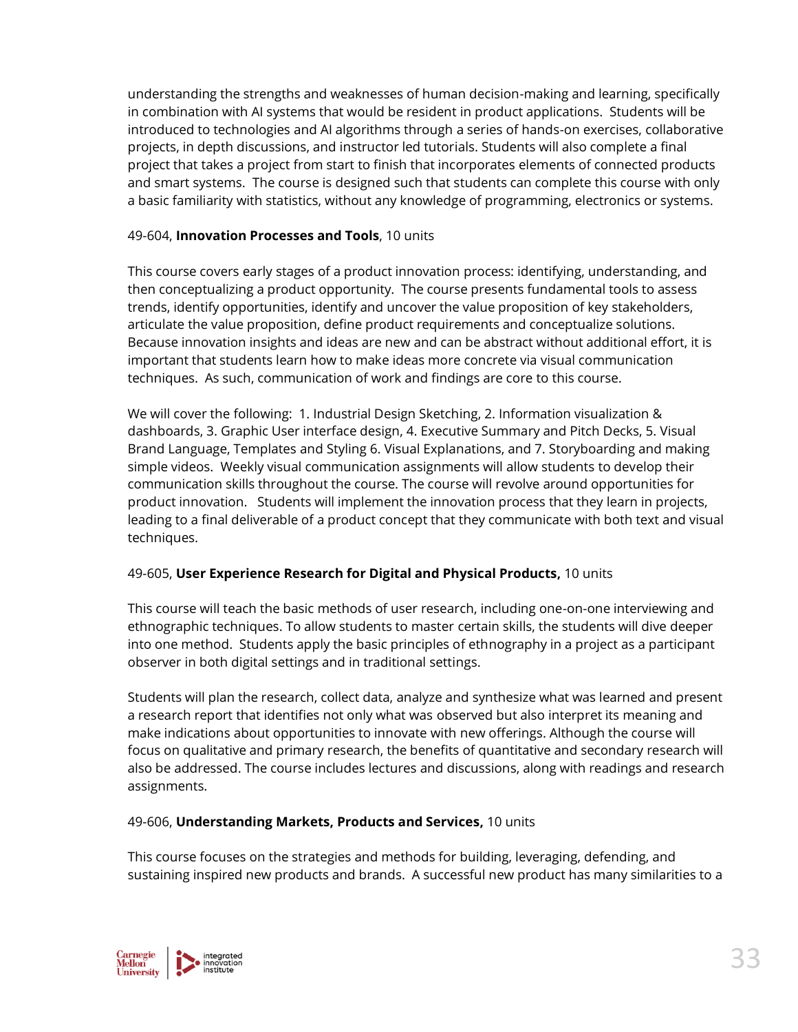understanding the strengths and weaknesses of human decision-making and learning, specifically in combination with AI systems that would be resident in product applications. Students will be introduced to technologies and AI algorithms through a series of hands-on exercises, collaborative projects, in depth discussions, and instructor led tutorials. Students will also complete a final project that takes a project from start to finish that incorporates elements of connected products and smart systems. The course is designed such that students can complete this course with only a basic familiarity with statistics, without any knowledge of programming, electronics or systems.

49-604, **Innovation Processes and Tools**, 10 units

This course covers early stages of a product innovation process: identifying, understanding, and then conceptualizing a product opportunity. The course presents fundamental tools to assess trends, identify opportunities, identify and uncover the value proposition of key stakeholders, articulate the value proposition, define product requirements and conceptualize solutions. Because innovation insights and ideas are new and can be abstract without additional effort, it is important that students learn how to make ideas more concrete via visual communication techniques. As such, communication of work and findings are core to this course.

We will cover the following: 1. Industrial Design Sketching, 2. Information visualization & dashboards, 3. Graphic User interface design, 4. Executive Summary and Pitch Decks, 5. Visual Brand Language, Templates and Styling 6. Visual Explanations, and 7. Storyboarding and making simple videos. Weekly visual communication assignments will allow students to develop their communication skills throughout the course. The course will revolve around opportunities for product innovation. Students will implement the innovation process that they learn in projects, leading to a final deliverable of a product concept that they communicate with both text and visual techniques.

49-605, **User Experience Research for Digital and Physical Products,** 10 units

This course will teach the basic methods of user research, including one-on-one interviewing and ethnographic techniques. To allow students to master certain skills, the students will dive deeper into one method. Students apply the basic principles of ethnography in a project as a participant observer in both digital settings and in traditional settings.

Students will plan the research, collect data, analyze and synthesize what was learned and present a research report that identifies not only what was observed but also interpret its meaning and make indications about opportunities to innovate with new offerings. Although the course will focus on qualitative and primary research, the benefits of quantitative and secondary research will also be addressed. The course includes lectures and discussions, along with readings and research assignments.

49-606, **Understanding Markets, Products and Services,** 10 units

This course focuses on the strategies and methods for building, leveraging, defending, and sustaining inspired new products and brands. A successful new product has many similarities to a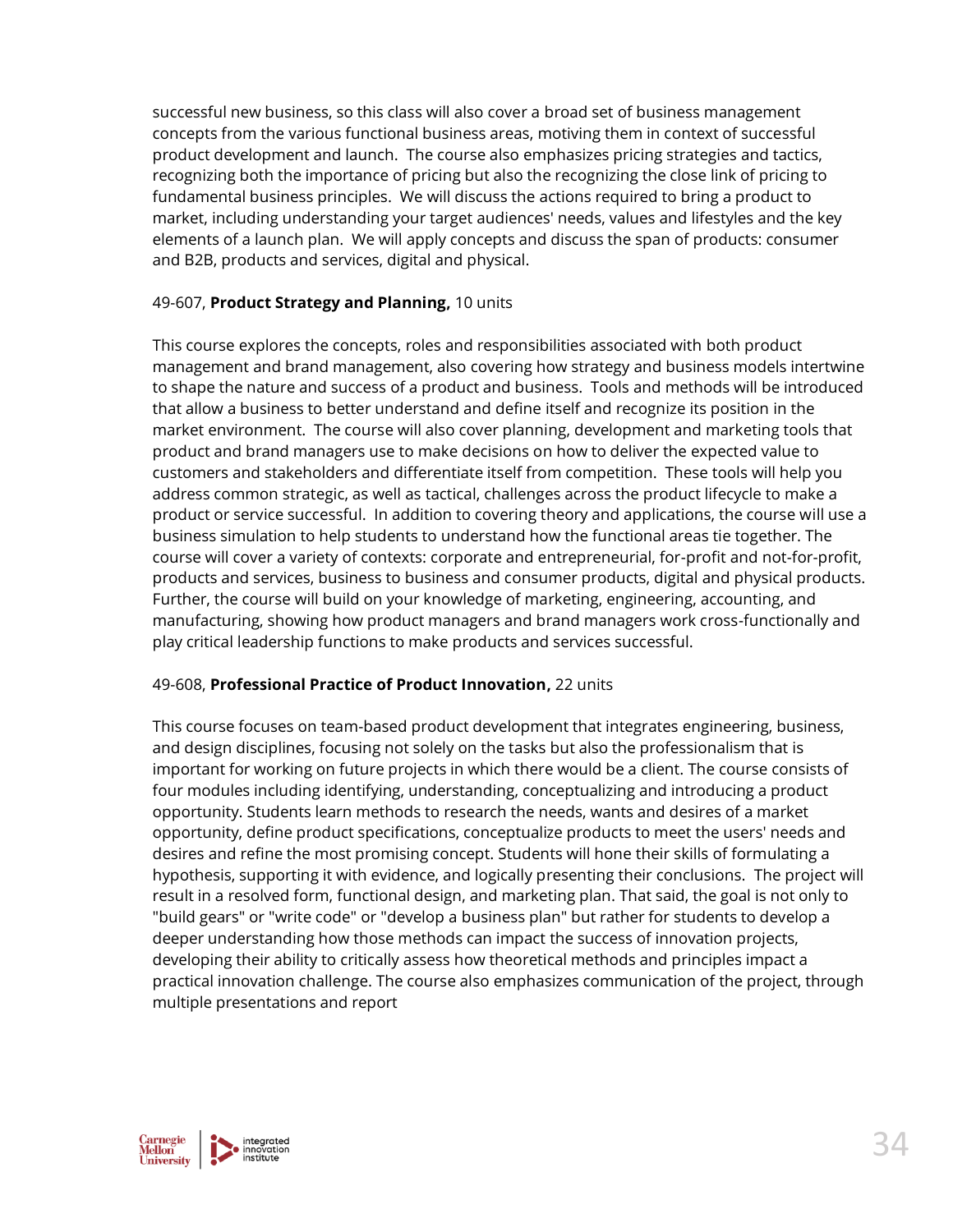successful new business, so this class will also cover a broad set of business management concepts from the various functional business areas, motiving them in context of successful product development and launch. The course also emphasizes pricing strategies and tactics, recognizing both the importance of pricing but also the recognizing the close link of pricing to fundamental business principles. We will discuss the actions required to bring a product to market, including understanding your target audiences' needs, values and lifestyles and the key elements of a launch plan. We will apply concepts and discuss the span of products: consumer and B2B, products and services, digital and physical.

49-607, **Product Strategy and Planning,** 10 units

This course explores the concepts, roles and responsibilities associated with both product management and brand management, also covering how strategy and business models intertwine to shape the nature and success of a product and business. Tools and methods will be introduced that allow a business to better understand and define itself and recognize its position in the market environment. The course will also cover planning, development and marketing tools that product and brand managers use to make decisions on how to deliver the expected value to customers and stakeholders and differentiate itself from competition. These tools will help you address common strategic, as well as tactical, challenges across the product lifecycle to make a product or service successful. In addition to covering theory and applications, the course will use a business simulation to help students to understand how the functional areas tie together. The course will cover a variety of contexts: corporate and entrepreneurial, for-profit and not-for-profit, products and services, business to business and consumer products, digital and physical products. Further, the course will build on your knowledge of marketing, engineering, accounting, and manufacturing, showing how product managers and brand managers work cross-functionally and play critical leadership functions to make products and services successful.

49-608, **Professional Practice of Product Innovation,** 22 units

This course focuses on team-based product development that integrates engineering, business, and design disciplines, focusing not solely on the tasks but also the professionalism that is important for working on future projects in which there would be a client. The course consists of four modules including identifying, understanding, conceptualizing and introducing a product opportunity. Students learn methods to research the needs, wants and desires of a market opportunity, define product specifications, conceptualize products to meet the users' needs and desires and refine the most promising concept. Students will hone their skills of formulating a hypothesis, supporting it with evidence, and logically presenting their conclusions. The project will result in a resolved form, functional design, and marketing plan. That said, the goal is not only to "build gears" or "write code" or "develop a business plan" but rather for students to develop a deeper understanding how those methods can impact the success of innovation projects, developing their ability to critically assess how theoretical methods and principles impact a practical innovation challenge. The course also emphasizes communication of the project, through multiple presentations and report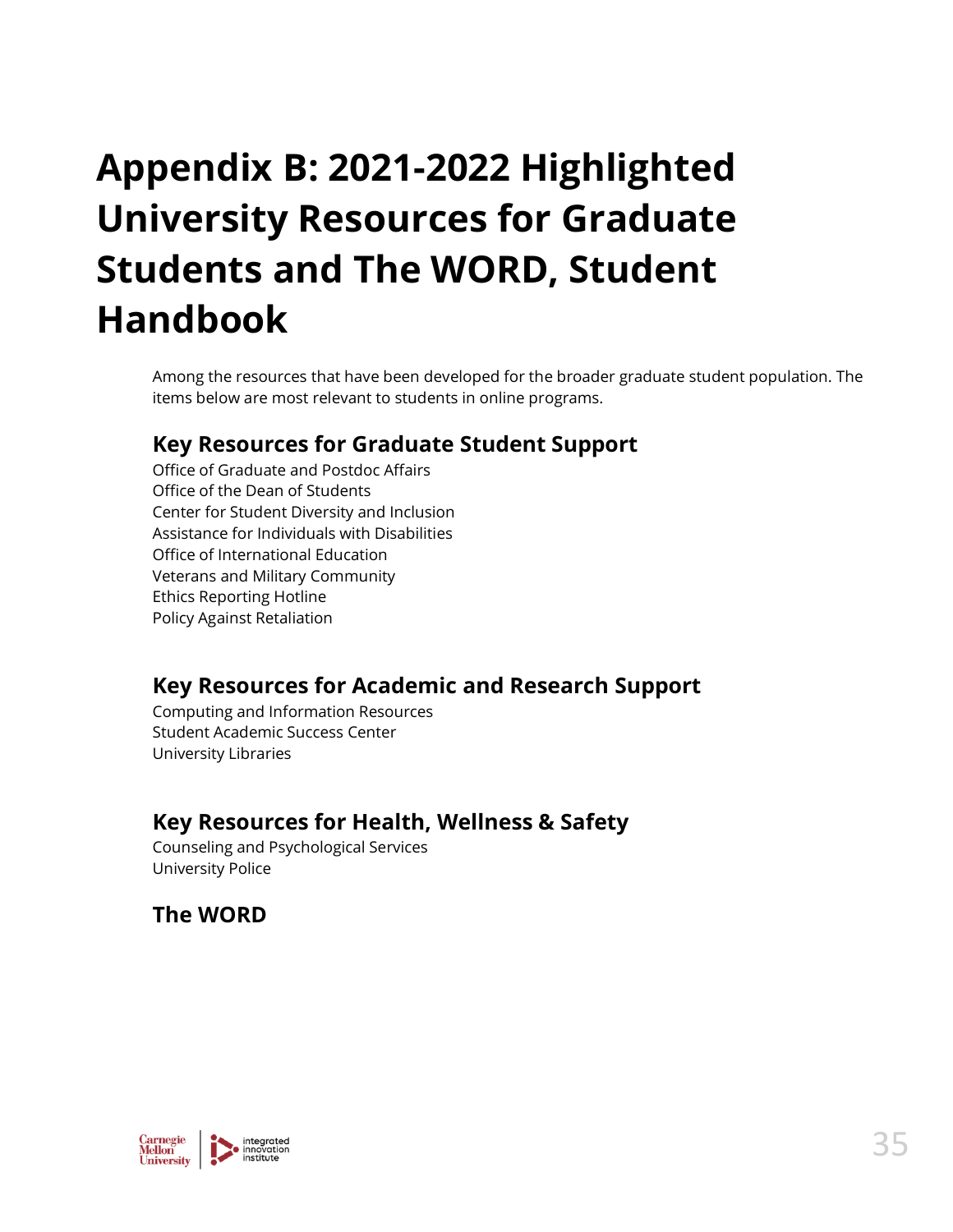# Appendix B: 2021-2022 Highlighted University Resources for Graduate Students and The WORD, Student Handbook

Among the resources that have been developed for the broader graduate student population. The items below are most relevant to students in online programs.

## Key Resources for Graduate Student Support

Office of Graduate and Postdoc Affairs
Office of the Dean of Students
Center for Student Diversity and Inclusion
Assistance for Individuals with Disabilities
Office of International Education
Veterans and Military Community
Ethics Reporting Hotline
Policy Against Retaliation

## Key Resources for Academic and Research Support

Computing and Information Resources
Student Academic Success Center
University Libraries

## Key Resources for Health, Wellness & Safety

Counseling and Psychological Services
University Police

## The WORD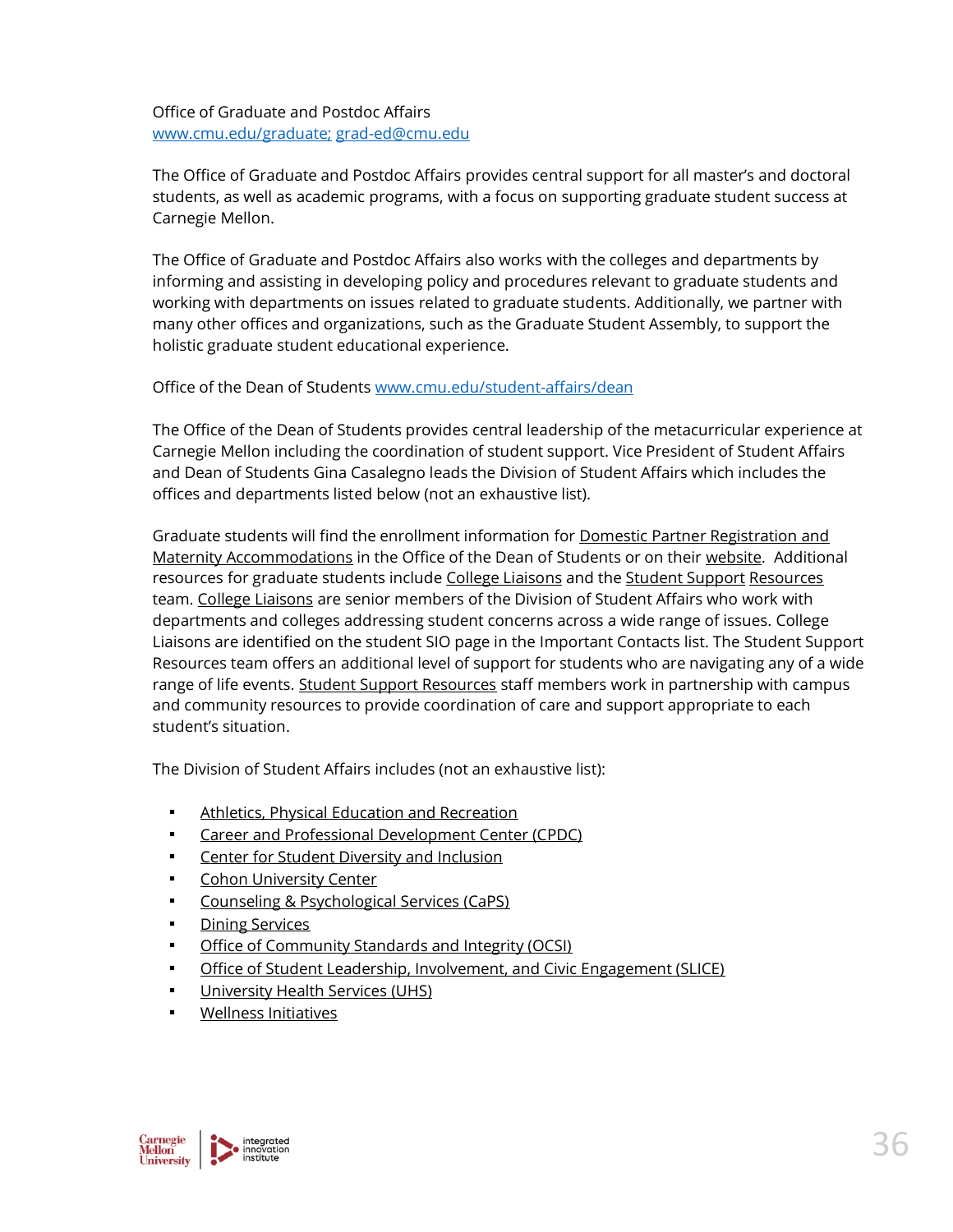Office of Graduate and Postdoc Affairs
www.cmu.edu/graduate; grad-ed@cmu.edu

The Office of Graduate and Postdoc Affairs provides central support for all master's and doctoral students, as well as academic programs, with a focus on supporting graduate student success at Carnegie Mellon.

The Office of Graduate and Postdoc Affairs also works with the colleges and departments by informing and assisting in developing policy and procedures relevant to graduate students and working with departments on issues related to graduate students. Additionally, we partner with many other offices and organizations, such as the Graduate Student Assembly, to support the holistic graduate student educational experience.

Office of the Dean of Students www.cmu.edu/student-affairs/dean

The Office of the Dean of Students provides central leadership of the metacurricular experience at Carnegie Mellon including the coordination of student support. Vice President of Student Affairs and Dean of Students Gina Casalegno leads the Division of Student Affairs which includes the offices and departments listed below (not an exhaustive list).

Graduate students will find the enrollment information for Domestic Partner Registration and Maternity Accommodations in the Office of the Dean of Students or on their website. Additional resources for graduate students include College Liaisons and the Student Support Resources team. College Liaisons are senior members of the Division of Student Affairs who work with departments and colleges addressing student concerns across a wide range of issues. College Liaisons are identified on the student SIO page in the Important Contacts list. The Student Support Resources team offers an additional level of support for students who are navigating any of a wide range of life events. Student Support Resources staff members work in partnership with campus and community resources to provide coordination of care and support appropriate to each student's situation.

The Division of Student Affairs includes (not an exhaustive list):

- Athletics, Physical Education and Recreation
- Career and Professional Development Center (CPDC)
- Center for Student Diversity and Inclusion
- Cohon University Center
- Counseling & Psychological Services (CaPS)
- Dining Services
- Office of Community Standards and Integrity (OCSI)
- Office of Student Leadership, Involvement, and Civic Engagement (SLICE)
- University Health Services (UHS)
- Wellness Initiatives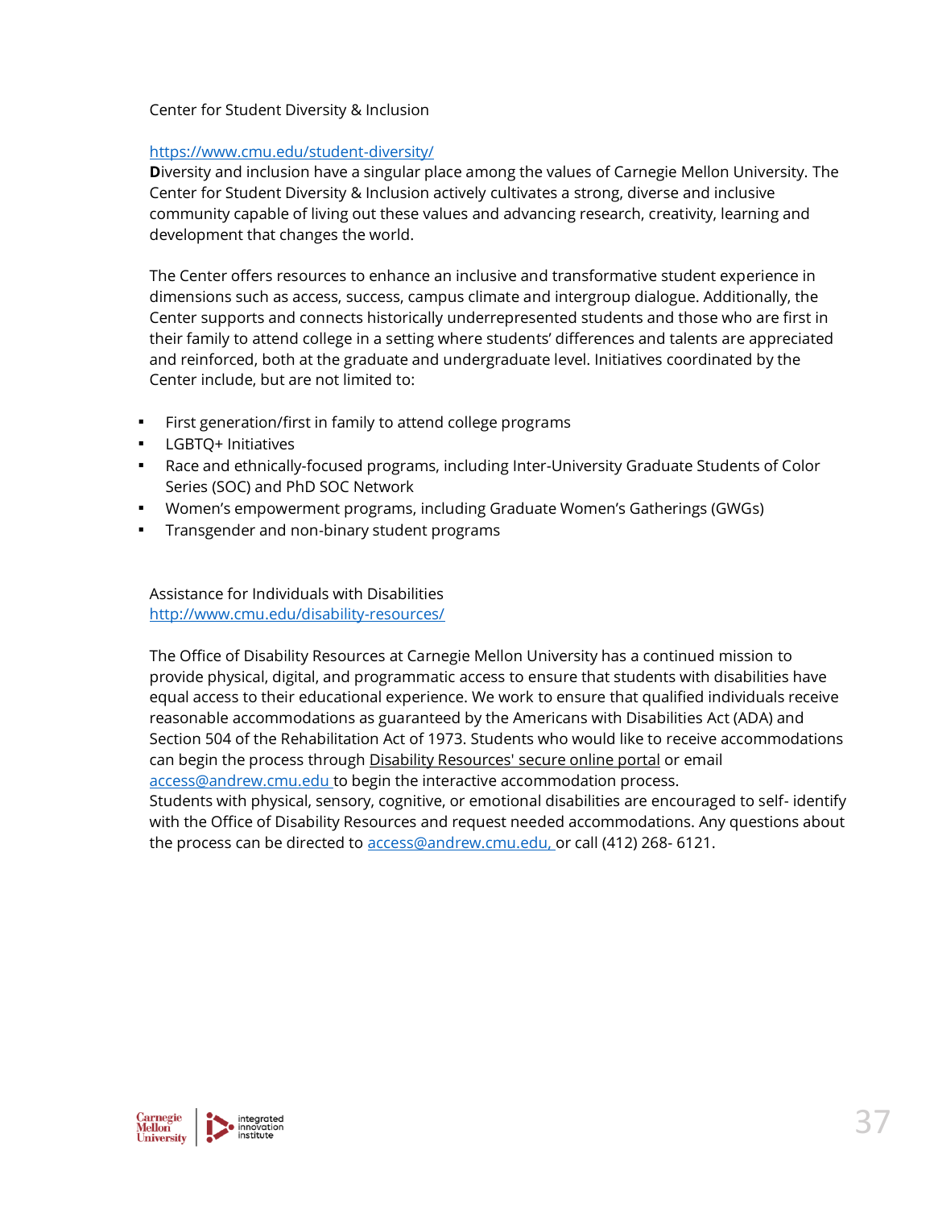## Center for Student Diversity & Inclusion

https://www.cmu.edu/student-diversity/

**D**iversity and inclusion have a singular place among the values of Carnegie Mellon University. The Center for Student Diversity & Inclusion actively cultivates a strong, diverse and inclusive community capable of living out these values and advancing research, creativity, learning and development that changes the world.

The Center offers resources to enhance an inclusive and transformative student experience in dimensions such as access, success, campus climate and intergroup dialogue. Additionally, the Center supports and connects historically underrepresented students and those who are first in their family to attend college in a setting where students' differences and talents are appreciated and reinforced, both at the graduate and undergraduate level. Initiatives coordinated by the Center include, but are not limited to:

- First generation/first in family to attend college programs
- LGBTQ+ Initiatives
- Race and ethnically-focused programs, including Inter-University Graduate Students of Color Series (SOC) and PhD SOC Network
- Women's empowerment programs, including Graduate Women's Gatherings (GWGs)
- Transgender and non-binary student programs

## Assistance for Individuals with Disabilities

http://www.cmu.edu/disability-resources/

The Office of Disability Resources at Carnegie Mellon University has a continued mission to provide physical, digital, and programmatic access to ensure that students with disabilities have equal access to their educational experience. We work to ensure that qualified individuals receive reasonable accommodations as guaranteed by the Americans with Disabilities Act (ADA) and Section 504 of the Rehabilitation Act of 1973. Students who would like to receive accommodations can begin the process through Disability Resources' secure online portal or email access@andrew.cmu.edu to begin the interactive accommodation process.
Students with physical, sensory, cognitive, or emotional disabilities are encouraged to self- identify with the Office of Disability Resources and request needed accommodations. Any questions about the process can be directed to access@andrew.cmu.edu, or call (412) 268- 6121.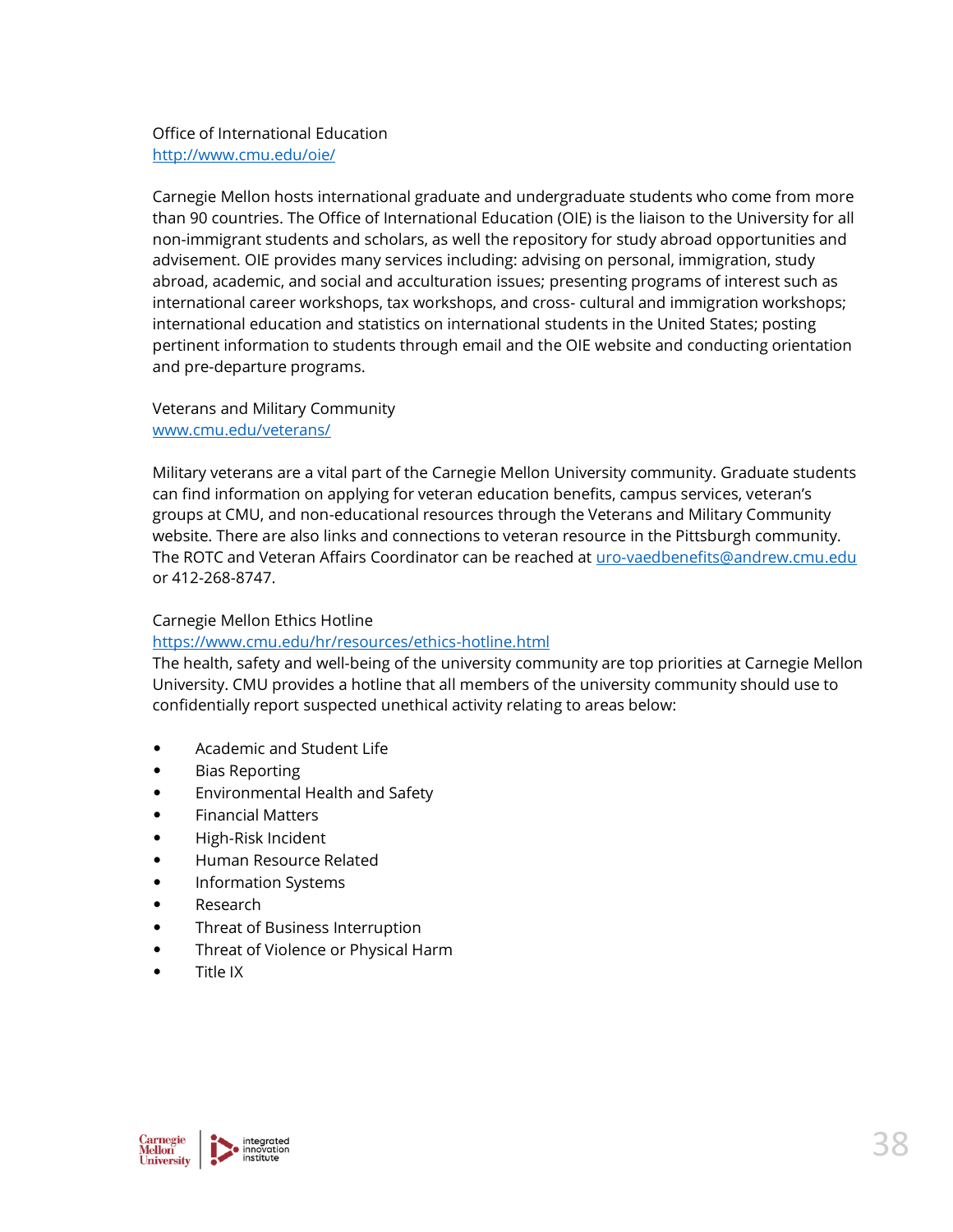Office of International Education
http://www.cmu.edu/oie/

Carnegie Mellon hosts international graduate and undergraduate students who come from more than 90 countries. The Office of International Education (OIE) is the liaison to the University for all non-immigrant students and scholars, as well the repository for study abroad opportunities and advisement. OIE provides many services including: advising on personal, immigration, study abroad, academic, and social and acculturation issues; presenting programs of interest such as international career workshops, tax workshops, and cross- cultural and immigration workshops; international education and statistics on international students in the United States; posting pertinent information to students through email and the OIE website and conducting orientation and pre-departure programs.

Veterans and Military Community
www.cmu.edu/veterans/

Military veterans are a vital part of the Carnegie Mellon University community. Graduate students can find information on applying for veteran education benefits, campus services, veteran's groups at CMU, and non-educational resources through the Veterans and Military Community website. There are also links and connections to veteran resource in the Pittsburgh community. The ROTC and Veteran Affairs Coordinator can be reached at uro-vaedbenefits@andrew.cmu.edu or 412-268-8747.

Carnegie Mellon Ethics Hotline
https://www.cmu.edu/hr/resources/ethics-hotline.html
The health, safety and well-being of the university community are top priorities at Carnegie Mellon University. CMU provides a hotline that all members of the university community should use to confidentially report suspected unethical activity relating to areas below:

- Academic and Student Life
- Bias Reporting
- Environmental Health and Safety
- Financial Matters
- High-Risk Incident
- Human Resource Related
- Information Systems
- Research
- Threat of Business Interruption
- Threat of Violence or Physical Harm
- Title IX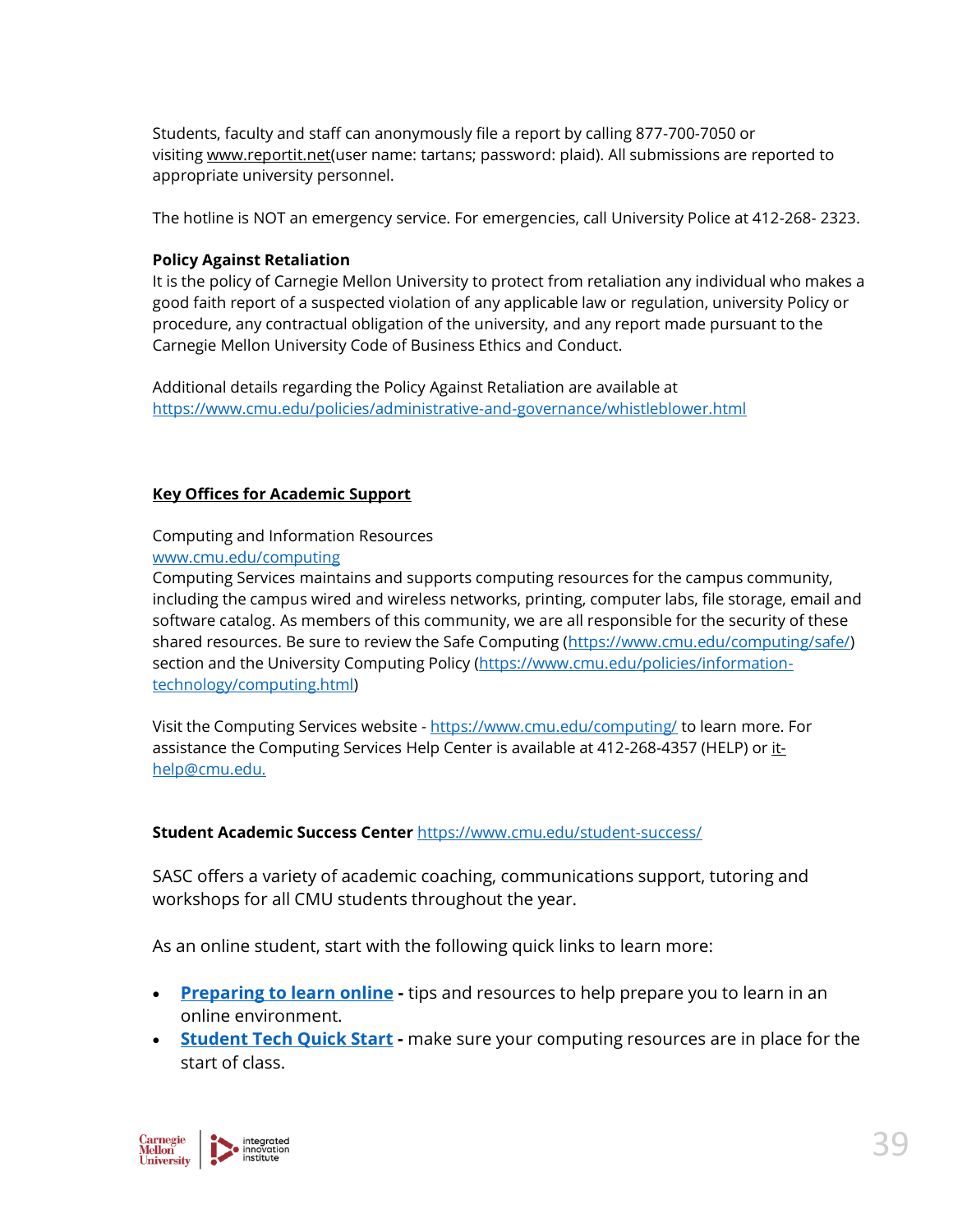Students, faculty and staff can anonymously file a report by calling 877-700-7050 or visiting www.reportit.net(user name: tartans; password: plaid). All submissions are reported to appropriate university personnel.

The hotline is NOT an emergency service. For emergencies, call University Police at 412-268- 2323.

**Policy Against Retaliation**
It is the policy of Carnegie Mellon University to protect from retaliation any individual who makes a good faith report of a suspected violation of any applicable law or regulation, university Policy or procedure, any contractual obligation of the university, and any report made pursuant to the Carnegie Mellon University Code of Business Ethics and Conduct.

Additional details regarding the Policy Against Retaliation are available at https://www.cmu.edu/policies/administrative-and-governance/whistleblower.html

## Key Offices for Academic Support

Computing and Information Resources
www.cmu.edu/computing
Computing Services maintains and supports computing resources for the campus community, including the campus wired and wireless networks, printing, computer labs, file storage, email and software catalog. As members of this community, we are all responsible for the security of these shared resources. Be sure to review the Safe Computing (https://www.cmu.edu/computing/safe/) section and the University Computing Policy (https://www.cmu.edu/policies/information-technology/computing.html)

Visit the Computing Services website - https://www.cmu.edu/computing/ to learn more. For assistance the Computing Services Help Center is available at 412-268-4357 (HELP) or it-help@cmu.edu.

**Student Academic Success Center** https://www.cmu.edu/student-success/

SASC offers a variety of academic coaching, communications support, tutoring and workshops for all CMU students throughout the year.

As an online student, start with the following quick links to learn more:

- **Preparing to learn online** - tips and resources to help prepare you to learn in an online environment.
- **Student Tech Quick Start** - make sure your computing resources are in place for the start of class.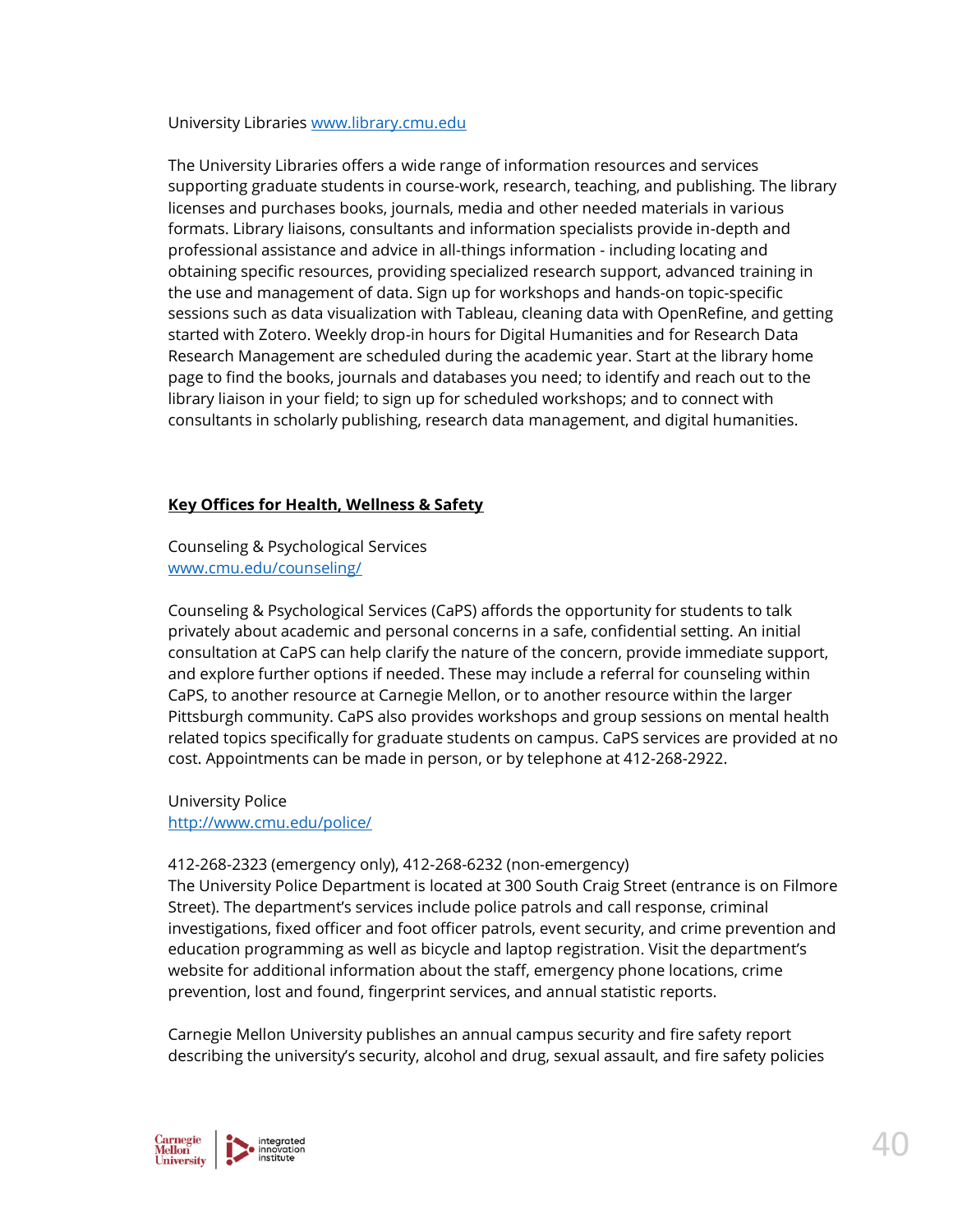University Libraries [www.library.cmu.edu](http://www.library.cmu.edu)

The University Libraries offers a wide range of information resources and services supporting graduate students in course-work, research, teaching, and publishing. The library licenses and purchases books, journals, media and other needed materials in various formats. Library liaisons, consultants and information specialists provide in-depth and professional assistance and advice in all-things information - including locating and obtaining specific resources, providing specialized research support, advanced training in the use and management of data. Sign up for workshops and hands-on topic-specific sessions such as data visualization with Tableau, cleaning data with OpenRefine, and getting started with Zotero. Weekly drop-in hours for Digital Humanities and for Research Data Research Management are scheduled during the academic year. Start at the library home page to find the books, journals and databases you need; to identify and reach out to the library liaison in your field; to sign up for scheduled workshops; and to connect with consultants in scholarly publishing, research data management, and digital humanities.

## **Key Offices for Health, Wellness & Safety**

Counseling & Psychological Services
[www.cmu.edu/counseling/](http://www.cmu.edu/counseling/)

Counseling & Psychological Services (CaPS) affords the opportunity for students to talk privately about academic and personal concerns in a safe, confidential setting. An initial consultation at CaPS can help clarify the nature of the concern, provide immediate support, and explore further options if needed. These may include a referral for counseling within CaPS, to another resource at Carnegie Mellon, or to another resource within the larger Pittsburgh community. CaPS also provides workshops and group sessions on mental health related topics specifically for graduate students on campus. CaPS services are provided at no cost. Appointments can be made in person, or by telephone at 412-268-2922.

University Police
[http://www.cmu.edu/police/](http://www.cmu.edu/police/)

412-268-2323 (emergency only), 412-268-6232 (non-emergency)
The University Police Department is located at 300 South Craig Street (entrance is on Filmore Street). The department's services include police patrols and call response, criminal investigations, fixed officer and foot officer patrols, event security, and crime prevention and education programming as well as bicycle and laptop registration. Visit the department's website for additional information about the staff, emergency phone locations, crime prevention, lost and found, fingerprint services, and annual statistic reports.

Carnegie Mellon University publishes an annual campus security and fire safety report describing the university's security, alcohol and drug, sexual assault, and fire safety policies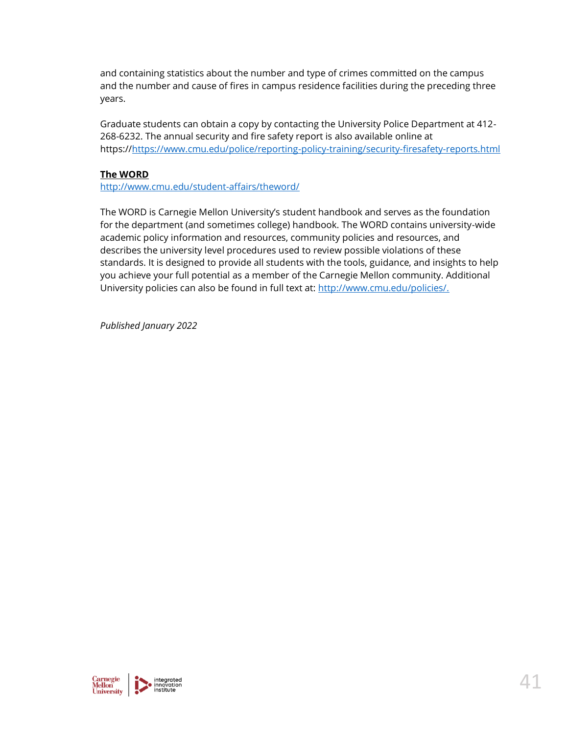and containing statistics about the number and type of crimes committed on the campus and the number and cause of fires in campus residence facilities during the preceding three years.

Graduate students can obtain a copy by contacting the University Police Department at 412-268-6232. The annual security and fire safety report is also available online at https://https://www.cmu.edu/police/reporting-policy-training/security-firesafety-reports.html

**The WORD**
http://www.cmu.edu/student-affairs/theword/

The WORD is Carnegie Mellon University's student handbook and serves as the foundation for the department (and sometimes college) handbook. The WORD contains university-wide academic policy information and resources, community policies and resources, and describes the university level procedures used to review possible violations of these standards. It is designed to provide all students with the tools, guidance, and insights to help you achieve your full potential as a member of the Carnegie Mellon community. Additional University policies can also be found in full text at: http://www.cmu.edu/policies/.

*Published January 2022*